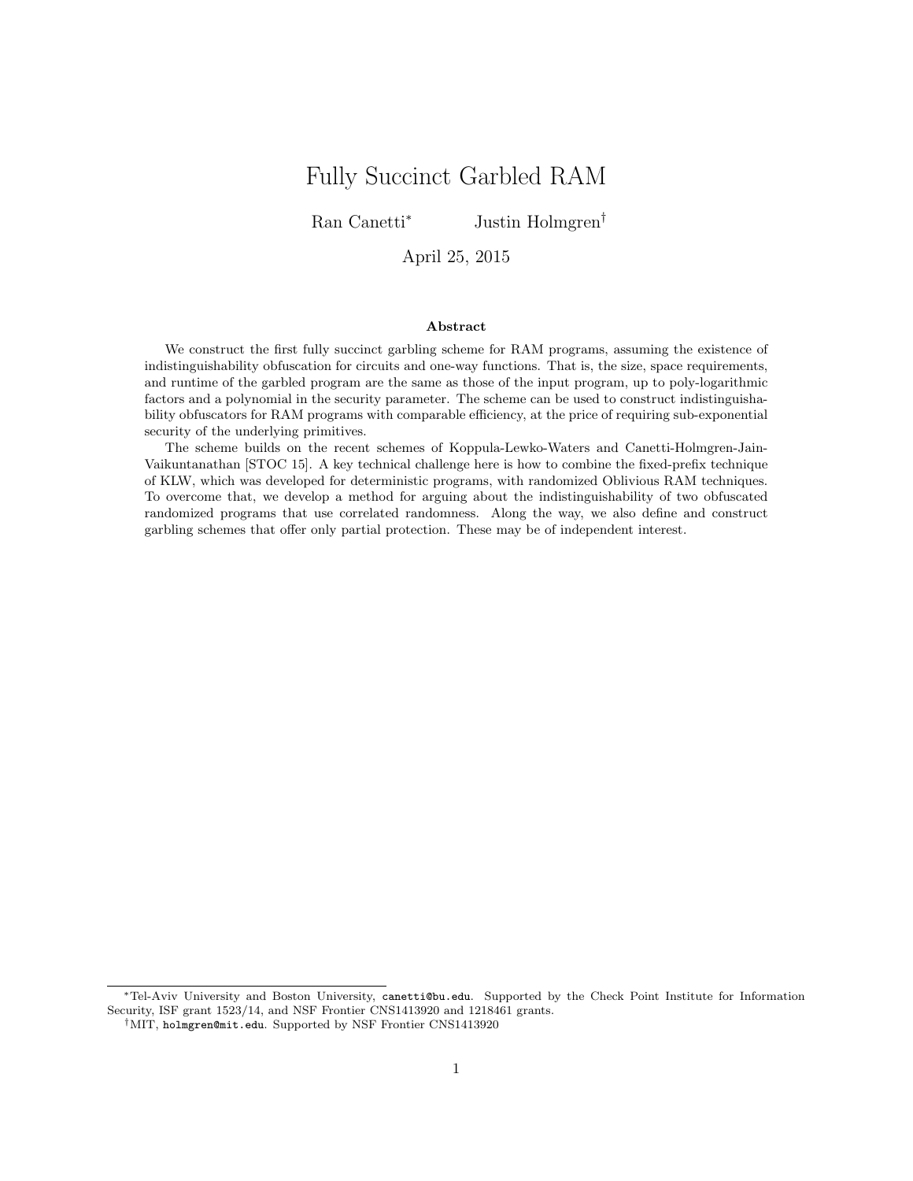# Fully Succinct Garbled RAM

Ran Canetti[*] Justin Holmgren[†]

April 25, 2015

### Abstract

We construct the first fully succinct garbling scheme for RAM programs, assuming the existence of indistinguishability obfuscation for circuits and one-way functions. That is, the size, space requirements, and runtime of the garbled program are the same as those of the input program, up to poly-logarithmic factors and a polynomial in the security parameter. The scheme can be used to construct indistinguishability obfuscators for RAM programs with comparable efficiency, at the price of requiring sub-exponential security of the underlying primitives.

The scheme builds on the recent schemes of Koppula-Lewko-Waters and Canetti-Holmgren-Jain-Vaikuntanathan [STOC 15]. A key technical challenge here is how to combine the fixed-prefix technique of KLW, which was developed for deterministic programs, with randomized Oblivious RAM techniques. To overcome that, we develop a method for arguing about the indistinguishability of two obfuscated randomized programs that use correlated randomness. Along the way, we also define and construct garbling schemes that offer only partial protection. These may be of independent interest.

---

[*] Tel-Aviv University and Boston University, `canetti@bu.edu`. Supported by the Check Point Institute for Information Security, ISF grant 1523/14, and NSF Frontier CNS1413920 and 1218461 grants.

[†] MIT, `holmgren@mit.edu`. Supported by NSF Frontier CNS1413920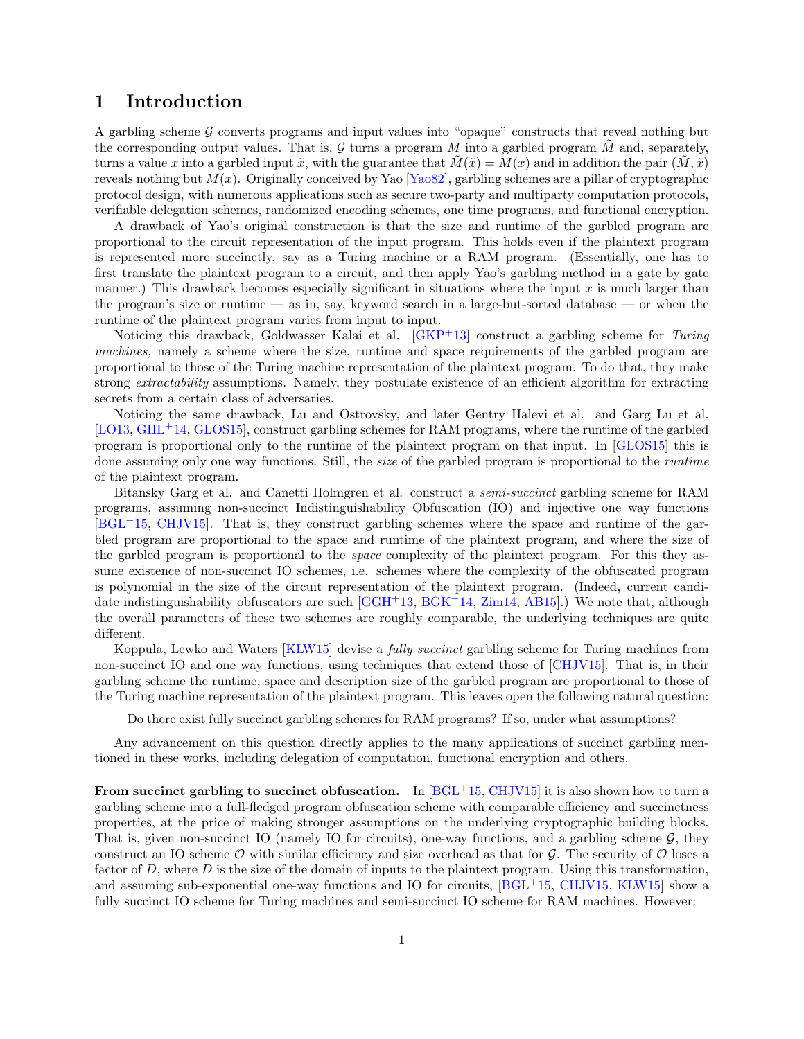# 1 Introduction

A garbling scheme $\mathcal{G}$ converts programs and input values into "opaque" constructs that reveal nothing but the corresponding output values. That is, $\mathcal{G}$ turns a program $M$ into a garbled program $\tilde{M}$ and, separately, turns a value $x$ into a garbled input $\tilde{x}$, with the guarantee that $\tilde{M}(\tilde{x}) = M(x)$ and in addition the pair $(\tilde{M}, \tilde{x})$ reveals nothing but $M(x)$. Originally conceived by Yao [Yao82], garbling schemes are a pillar of cryptographic protocol design, with numerous applications such as secure two-party and multiparty computation protocols, verifiable delegation schemes, randomized encoding schemes, one time programs, and functional encryption.

A drawback of Yao's original construction is that the size and runtime of the garbled program are proportional to the circuit representation of the input program. This holds even if the plaintext program is represented more succinctly, say as a Turing machine or a RAM program. (Essentially, one has to first translate the plaintext program to a circuit, and then apply Yao's garbling method in a gate by gate manner.) This drawback becomes especially significant in situations where the input $x$ is much larger than the program's size or runtime — as in, say, keyword search in a large-but-sorted database — or when the runtime of the plaintext program varies from input to input.

Noticing this drawback, Goldwasser Kalai et al. [GKP+13] construct a garbling scheme for *Turing machines,* namely a scheme where the size, runtime and space requirements of the garbled program are proportional to those of the Turing machine representation of the plaintext program. To do that, they make strong *extractability* assumptions. Namely, they postulate existence of an efficient algorithm for extracting secrets from a certain class of adversaries.

Noticing the same drawback, Lu and Ostrovsky, and later Gentry Halevi et al. and Garg Lu et al. [LO13, GHL+14, GLOS15], construct garbling schemes for RAM programs, where the runtime of the garbled program is proportional only to the runtime of the plaintext program on that input. In [GLOS15] this is done assuming only one way functions. Still, the *size* of the garbled program is proportional to the *runtime* of the plaintext program.

Bitansky Garg et al. and Canetti Holmgren et al. construct a *semi-succinct* garbling scheme for RAM programs, assuming non-succinct Indistinguishability Obfuscation (IO) and injective one way functions [BGL+15, CHJV15]. That is, they construct garbling schemes where the space and runtime of the garbled program are proportional to the space and runtime of the plaintext program, and where the size of the garbled program is proportional to the *space* complexity of the plaintext program. For this they assume existence of non-succinct IO schemes, i.e. schemes where the complexity of the obfuscated program is polynomial in the size of the circuit representation of the plaintext program. (Indeed, current candidate indistinguishability obfuscators are such [GGH+13, BGK+14, Zim14, AB15].) We note that, although the overall parameters of these two schemes are roughly comparable, the underlying techniques are quite different.

Koppula, Lewko and Waters [KLW15] devise a *fully succinct* garbling scheme for Turing machines from non-succinct IO and one way functions, using techniques that extend those of [CHJV15]. That is, in their garbling scheme the runtime, space and description size of the garbled program are proportional to those of the Turing machine representation of the plaintext program. This leaves open the following natural question:

> Do there exist fully succinct garbling schemes for RAM programs? If so, under what assumptions?

Any advancement on this question directly applies to the many applications of succinct garbling mentioned in these works, including delegation of computation, functional encryption and others.

**From succinct garbling to succinct obfuscation.** In [BGL+15, CHJV15] it is also shown how to turn a garbling scheme into a full-fledged program obfuscation scheme with comparable efficiency and succinctness properties, at the price of making stronger assumptions on the underlying cryptographic building blocks. That is, given non-succinct IO (namely IO for circuits), one-way functions, and a garbling scheme $\mathcal{G}$, they construct an IO scheme $\mathcal{O}$ with similar efficiency and size overhead as that for $\mathcal{G}$. The security of $\mathcal{O}$ loses a factor of $D$, where $D$ is the size of the domain of inputs to the plaintext program. Using this transformation, and assuming sub-exponential one-way functions and IO for circuits, [BGL+15, CHJV15, KLW15] show a fully succinct IO scheme for Turing machines and semi-succinct IO scheme for RAM machines. However: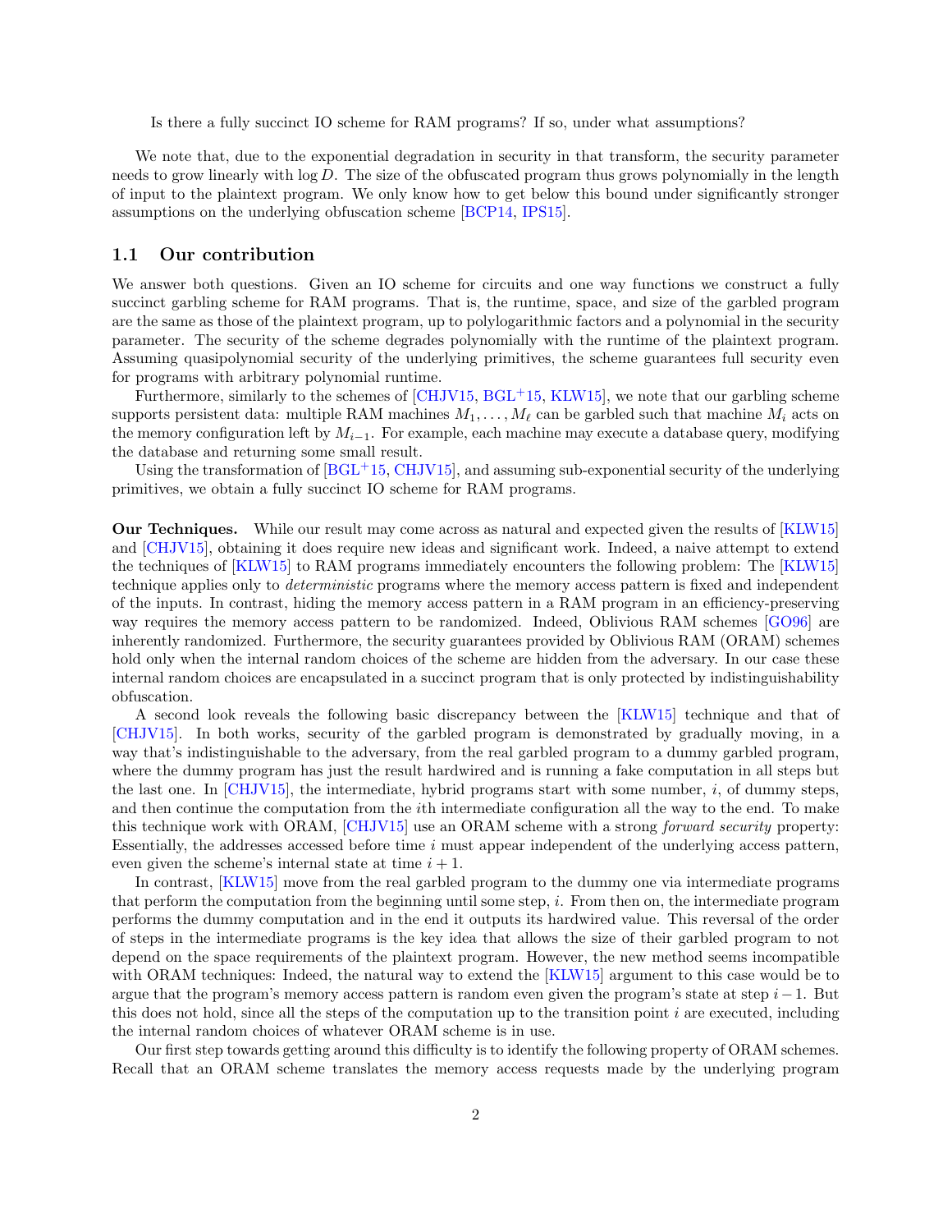Is there a fully succinct IO scheme for RAM programs? If so, under what assumptions?

We note that, due to the exponential degradation in security in that transform, the security parameter needs to grow linearly with $\log D$. The size of the obfuscated program thus grows polynomially in the length of input to the plaintext program. We only know how to get below this bound under significantly stronger assumptions on the underlying obfuscation scheme [BCP14, IPS15].

## 1.1 Our contribution

We answer both questions. Given an IO scheme for circuits and one way functions we construct a fully succinct garbling scheme for RAM programs. That is, the runtime, space, and size of the garbled program are the same as those of the plaintext program, up to polylogarithmic factors and a polynomial in the security parameter. The security of the scheme degrades polynomially with the runtime of the plaintext program. Assuming quasipolynomial security of the underlying primitives, the scheme guarantees full security even for programs with arbitrary polynomial runtime.

Furthermore, similarly to the schemes of [CHJV15, BGL+15, KLW15], we note that our garbling scheme supports persistent data: multiple RAM machines $M_1, \ldots, M_\ell$ can be garbled such that machine $M_i$ acts on the memory configuration left by $M_{i-1}$. For example, each machine may execute a database query, modifying the database and returning some small result.

Using the transformation of [BGL+15, CHJV15], and assuming sub-exponential security of the underlying primitives, we obtain a fully succinct IO scheme for RAM programs.

**Our Techniques.** While our result may come across as natural and expected given the results of [KLW15] and [CHJV15], obtaining it does require new ideas and significant work. Indeed, a naive attempt to extend the techniques of [KLW15] to RAM programs immediately encounters the following problem: The [KLW15] technique applies only to *deterministic* programs where the memory access pattern is fixed and independent of the inputs. In contrast, hiding the memory access pattern in a RAM program in an efficiency-preserving way requires the memory access pattern to be randomized. Indeed, Oblivious RAM schemes [GO96] are inherently randomized. Furthermore, the security guarantees provided by Oblivious RAM (ORAM) schemes hold only when the internal random choices of the scheme are hidden from the adversary. In our case these internal random choices are encapsulated in a succinct program that is only protected by indistinguishability obfuscation.

A second look reveals the following basic discrepancy between the [KLW15] technique and that of [CHJV15]. In both works, security of the garbled program is demonstrated by gradually moving, in a way that's indistinguishable to the adversary, from the real garbled program to a dummy garbled program, where the dummy program has just the result hardwired and is running a fake computation in all steps but the last one. In [CHJV15], the intermediate, hybrid programs start with some number, $i$, of dummy steps, and then continue the computation from the $i$th intermediate configuration all the way to the end. To make this technique work with ORAM, [CHJV15] use an ORAM scheme with a strong *forward security* property: Essentially, the addresses accessed before time $i$ must appear independent of the underlying access pattern, even given the scheme's internal state at time $i + 1$.

In contrast, [KLW15] move from the real garbled program to the dummy one via intermediate programs that perform the computation from the beginning until some step, $i$. From then on, the intermediate program performs the dummy computation and in the end it outputs its hardwired value. This reversal of the order of steps in the intermediate programs is the key idea that allows the size of their garbled program to not depend on the space requirements of the plaintext program. However, the new method seems incompatible with ORAM techniques: Indeed, the natural way to extend the [KLW15] argument to this case would be to argue that the program's memory access pattern is random even given the program's state at step $i-1$. But this does not hold, since all the steps of the computation up to the transition point $i$ are executed, including the internal random choices of whatever ORAM scheme is in use.

Our first step towards getting around this difficulty is to identify the following property of ORAM schemes. Recall that an ORAM scheme translates the memory access requests made by the underlying program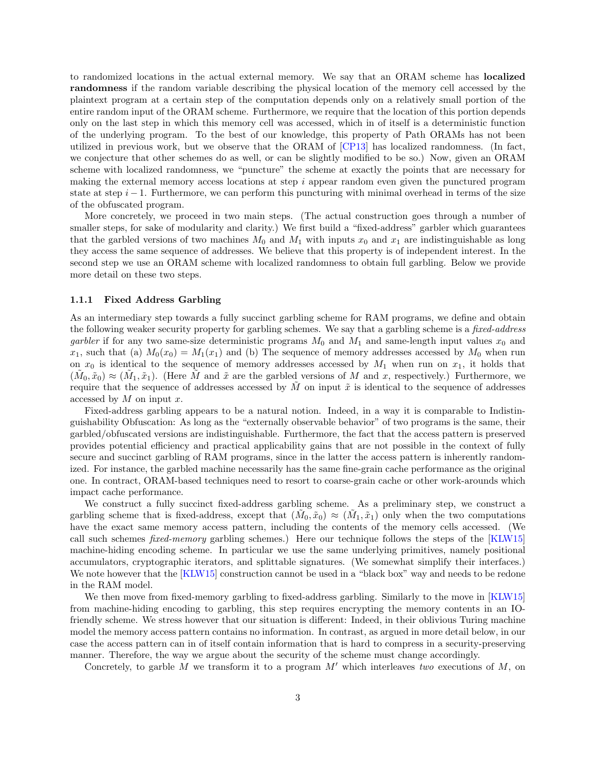to randomized locations in the actual external memory. We say that an ORAM scheme has **localized randomness** if the random variable describing the physical location of the memory cell accessed by the plaintext program at a certain step of the computation depends only on a relatively small portion of the entire random input of the ORAM scheme. Furthermore, we require that the location of this portion depends only on the last step in which this memory cell was accessed, which in of itself is a deterministic function of the underlying program. To the best of our knowledge, this property of Path ORAMs has not been utilized in previous work, but we observe that the ORAM of [CP13] has localized randomness. (In fact, we conjecture that other schemes do as well, or can be slightly modified to be so.) Now, given an ORAM scheme with localized randomness, we "puncture" the scheme at exactly the points that are necessary for making the external memory access locations at step $i$ appear random even given the punctured program state at step $i-1$. Furthermore, we can perform this puncturing with minimal overhead in terms of the size of the obfuscated program.

More concretely, we proceed in two main steps. (The actual construction goes through a number of smaller steps, for sake of modularity and clarity.) We first build a "fixed-address" garbler which guarantees that the garbled versions of two machines $M_0$ and $M_1$ with inputs $x_0$ and $x_1$ are indistinguishable as long they access the same sequence of addresses. We believe that this property is of independent interest. In the second step we use an ORAM scheme with localized randomness to obtain full garbling. Below we provide more detail on these two steps.

### 1.1.1 Fixed Address Garbling

As an intermediary step towards a fully succinct garbling scheme for RAM programs, we define and obtain the following weaker security property for garbling schemes. We say that a garbling scheme is a *fixed-address garbler* if for any two same-size deterministic programs $M_0$ and $M_1$ and same-length input values $x_0$ and $x_1$, such that (a) $M_0(x_0) = M_1(x_1)$ and (b) The sequence of memory addresses accessed by $M_0$ when run on $x_0$ is identical to the sequence of memory addresses accessed by $M_1$ when run on $x_1$, it holds that $(\tilde{M}_0, \tilde{x}_0) \approx (\tilde{M}_1, \tilde{x}_1)$. (Here $\tilde{M}$ and $\tilde{x}$ are the garbled versions of $M$ and $x$, respectively.) Furthermore, we require that the sequence of addresses accessed by $\tilde{M}$ on input $\tilde{x}$ is identical to the sequence of addresses accessed by $M$ on input $x$.

Fixed-address garbling appears to be a natural notion. Indeed, in a way it is comparable to Indistinguishability Obfuscation: As long as the "externally observable behavior" of two programs is the same, their garbled/obfuscated versions are indistinguishable. Furthermore, the fact that the access pattern is preserved provides potential efficiency and practical applicability gains that are not possible in the context of fully secure and succinct garbling of RAM programs, since in the latter the access pattern is inherently randomized. For instance, the garbled machine necessarily has the same fine-grain cache performance as the original one. In contract, ORAM-based techniques need to resort to coarse-grain cache or other work-arounds which impact cache performance.

We construct a fully succinct fixed-address garbling scheme. As a preliminary step, we construct a garbling scheme that is fixed-address, except that $(\tilde{M}_0, \tilde{x}_0) \approx (\tilde{M}_1, \tilde{x}_1)$ only when the two computations have the exact same memory access pattern, including the contents of the memory cells accessed. (We call such schemes *fixed-memory* garbling schemes.) Here our technique follows the steps of the [KLW15] machine-hiding encoding scheme. In particular we use the same underlying primitives, namely positional accumulators, cryptographic iterators, and splittable signatures. (We somewhat simplify their interfaces.) We note however that the [KLW15] construction cannot be used in a "black box" way and needs to be redone in the RAM model.

We then move from fixed-memory garbling to fixed-address garbling. Similarly to the move in [KLW15] from machine-hiding encoding to garbling, this step requires encrypting the memory contents in an IO-friendly scheme. We stress however that our situation is different: Indeed, in their oblivious Turing machine model the memory access pattern contains no information. In contrast, as argued in more detail below, in our case the access pattern can in of itself contain information that is hard to compress in a security-preserving manner. Therefore, the way we argue about the security of the scheme must change accordingly.

Concretely, to garble $M$ we transform it to a program $M'$ which interleaves *two* executions of $M$, on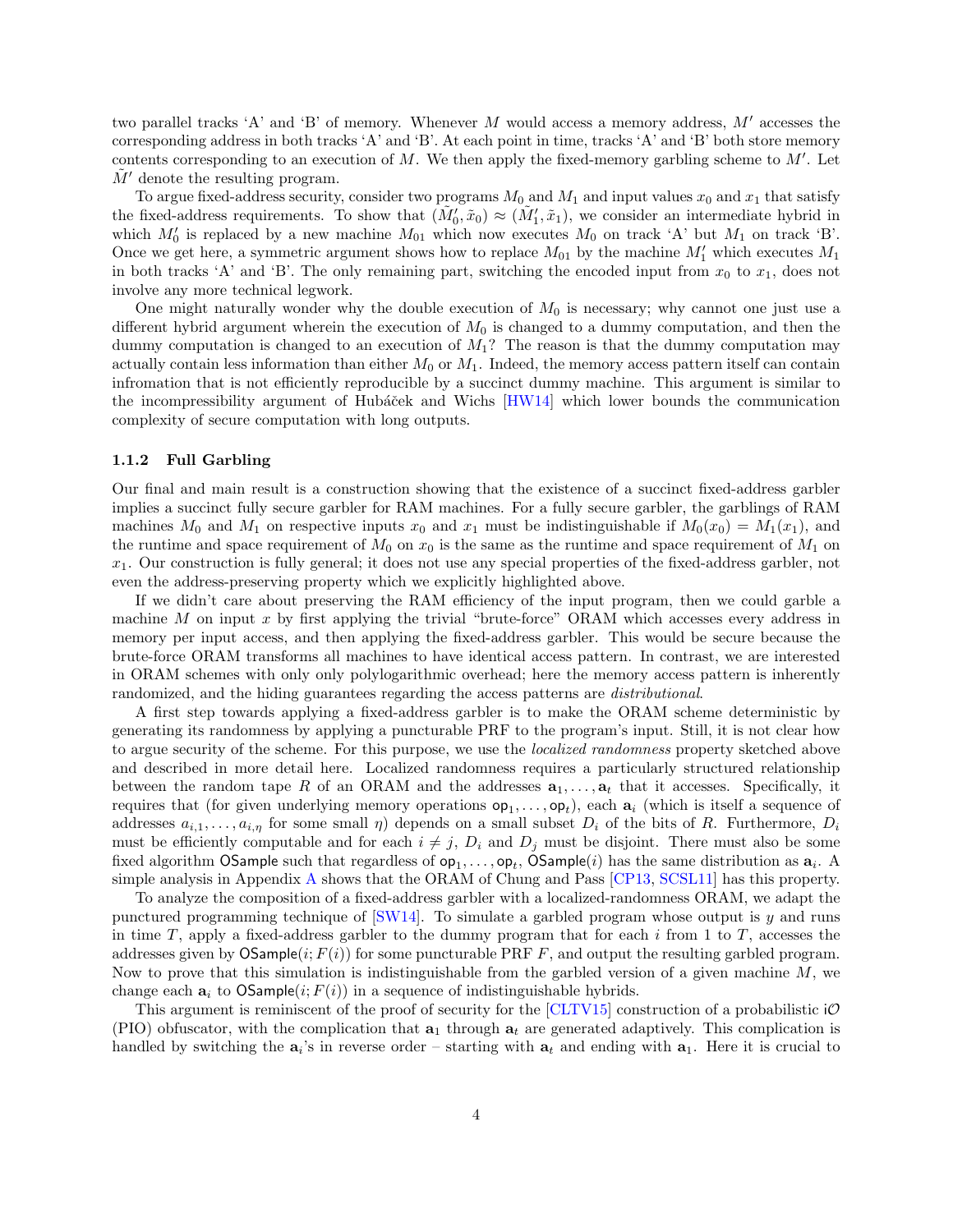two parallel tracks 'A' and 'B' of memory. Whenever $M$ would access a memory address, $M'$ accesses the corresponding address in both tracks 'A' and 'B'. At each point in time, tracks 'A' and 'B' both store memory contents corresponding to an execution of $M$. We then apply the fixed-memory garbling scheme to $M'$. Let $\tilde{M}'$ denote the resulting program.

To argue fixed-address security, consider two programs $M_0$ and $M_1$ and input values $x_0$ and $x_1$ that satisfy the fixed-address requirements. To show that $(\tilde{M}_0', \tilde{x}_0) \approx (\tilde{M}_1', \tilde{x}_1)$, we consider an intermediate hybrid in which $M_0'$ is replaced by a new machine $M_{01}$ which now executes $M_0$ on track 'A' but $M_1$ on track 'B'. Once we get here, a symmetric argument shows how to replace $M_{01}$ by the machine $M_1'$ which executes $M_1$ in both tracks 'A' and 'B'. The only remaining part, switching the encoded input from $x_0$ to $x_1$, does not involve any more technical legwork.

One might naturally wonder why the double execution of $M_0$ is necessary; why cannot one just use a different hybrid argument wherein the execution of $M_0$ is changed to a dummy computation, and then the dummy computation is changed to an execution of $M_1$? The reason is that the dummy computation may actually contain less information than either $M_0$ or $M_1$. Indeed, the memory access pattern itself can contain infromation that is not efficiently reproducible by a succinct dummy machine. This argument is similar to the incompressibility argument of Hubáček and Wichs [HW14] which lower bounds the communication complexity of secure computation with long outputs.

### 1.1.2 Full Garbling

Our final and main result is a construction showing that the existence of a succinct fixed-address garbler implies a succinct fully secure garbler for RAM machines. For a fully secure garbler, the garblings of RAM machines $M_0$ and $M_1$ on respective inputs $x_0$ and $x_1$ must be indistinguishable if $M_0(x_0) = M_1(x_1)$, and the runtime and space requirement of $M_0$ on $x_0$ is the same as the runtime and space requirement of $M_1$ on $x_1$. Our construction is fully general; it does not use any special properties of the fixed-address garbler, not even the address-preserving property which we explicitly highlighted above.

If we didn't care about preserving the RAM efficiency of the input program, then we could garble a machine $M$ on input $x$ by first applying the trivial "brute-force" ORAM which accesses every address in memory per input access, and then applying the fixed-address garbler. This would be secure because the brute-force ORAM transforms all machines to have identical access pattern. In contrast, we are interested in ORAM schemes with only only polylogarithmic overhead; here the memory access pattern is inherently randomized, and the hiding guarantees regarding the access patterns are *distributional*.

A first step towards applying a fixed-address garbler is to make the ORAM scheme deterministic by generating its randomness by applying a puncturable PRF to the program's input. Still, it is not clear how to argue security of the scheme. For this purpose, we use the *localized randomness* property sketched above and described in more detail here. Localized randomness requires a particularly structured relationship between the random tape $R$ of an ORAM and the addresses $\mathbf{a}_1, \ldots, \mathbf{a}_t$ that it accesses. Specifically, it requires that (for given underlying memory operations $\mathsf{op}_1, \ldots, \mathsf{op}_t$), each $\mathbf{a}_i$ (which is itself a sequence of addresses $a_{i,1}, \ldots, a_{i,\eta}$ for some small $\eta$) depends on a small subset $D_i$ of the bits of $R$. Furthermore, $D_i$ must be efficiently computable and for each $i \neq j$, $D_i$ and $D_j$ must be disjoint. There must also be some fixed algorithm $\mathsf{OSample}$ such that regardless of $\mathsf{op}_1, \ldots, \mathsf{op}_t$, $\mathsf{OSample}(i)$ has the same distribution as $\mathbf{a}_i$. A simple analysis in Appendix A shows that the ORAM of Chung and Pass [CP13, SCSL11] has this property.

To analyze the composition of a fixed-address garbler with a localized-randomness ORAM, we adapt the punctured programming technique of [SW14]. To simulate a garbled program whose output is $y$ and runs in time $T$, apply a fixed-address garbler to the dummy program that for each $i$ from 1 to $T$, accesses the addresses given by $\mathsf{OSample}(i; F(i))$ for some puncturable PRF $F$, and output the resulting garbled program. Now to prove that this simulation is indistinguishable from the garbled version of a given machine $M$, we change each $\mathbf{a}_i$ to $\mathsf{OSample}(i; F(i))$ in a sequence of indistinguishable hybrids.

This argument is reminiscent of the proof of security for the [CLTV15] construction of a probabilistic $\mathsf{i}\mathcal{O}$ (PIO) obfuscator, with the complication that $\mathbf{a}_1$ through $\mathbf{a}_t$ are generated adaptively. This complication is handled by switching the $\mathbf{a}_i$'s in reverse order – starting with $\mathbf{a}_t$ and ending with $\mathbf{a}_1$. Here it is crucial to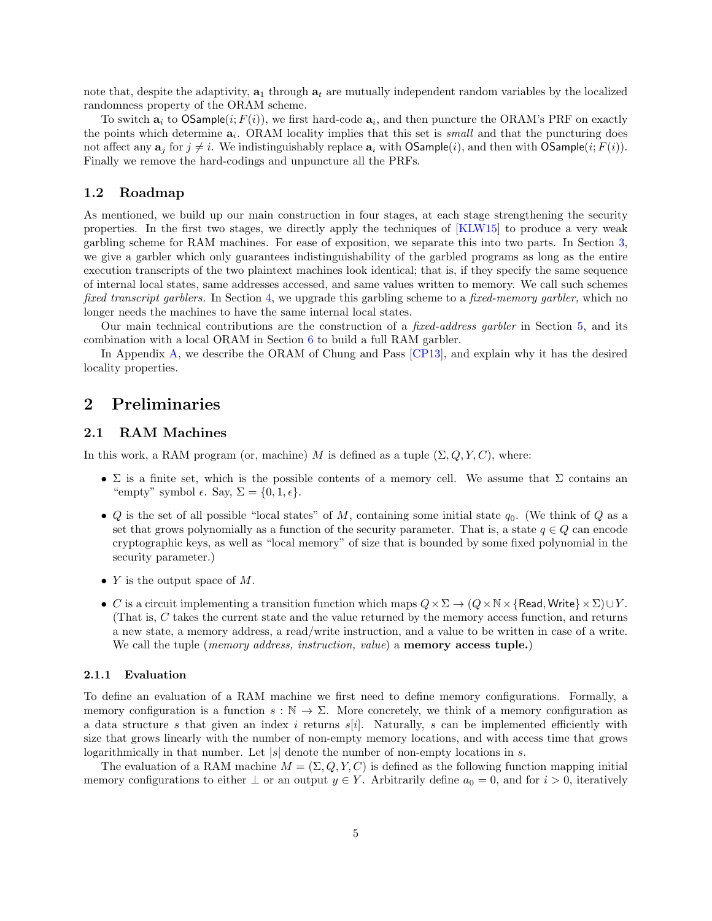note that, despite the adaptivity, $\mathbf{a}_1$ through $\mathbf{a}_t$ are mutually independent random variables by the localized randomness property of the ORAM scheme.

To switch $\mathbf{a}_i$ to $\mathsf{OSample}(i; F(i))$, we first hard-code $\mathbf{a}_i$, and then puncture the ORAM's PRF on exactly the points which determine $\mathbf{a}_i$. ORAM locality implies that this set is *small* and that the puncturing does not affect any $\mathbf{a}_j$ for $j \neq i$. We indistinguishably replace $\mathbf{a}_i$ with $\mathsf{OSample}(i)$, and then with $\mathsf{OSample}(i; F(i))$. Finally we remove the hard-codings and unpuncture all the PRFs.

### 1.2 Roadmap

As mentioned, we build up our main construction in four stages, at each stage strengthening the security properties. In the first two stages, we directly apply the techniques of [KLW15] to produce a very weak garbling scheme for RAM machines. For ease of exposition, we separate this into two parts. In Section 3, we give a garbler which only guarantees indistinguishability of the garbled programs as long as the entire execution transcripts of the two plaintext machines look identical; that is, if they specify the same sequence of internal local states, same addresses accessed, and same values written to memory. We call such schemes *fixed transcript garblers*. In Section 4, we upgrade this garbling scheme to a *fixed-memory garbler,* which no longer needs the machines to have the same internal local states.

Our main technical contributions are the construction of a *fixed-address garbler* in Section 5, and its combination with a local ORAM in Section 6 to build a full RAM garbler.

In Appendix A, we describe the ORAM of Chung and Pass [CP13], and explain why it has the desired locality properties.

## 2 Preliminaries

### 2.1 RAM Machines

In this work, a RAM program (or, machine) $M$ is defined as a tuple $(\Sigma, Q, Y, C)$, where:

- $\Sigma$ is a finite set, which is the possible contents of a memory cell. We assume that $\Sigma$ contains an "empty" symbol $\epsilon$. Say, $\Sigma = \{0, 1, \epsilon\}$.
- $Q$ is the set of all possible "local states" of $M$, containing some initial state $q_0$. (We think of $Q$ as a set that grows polynomially as a function of the security parameter. That is, a state $q \in Q$ can encode cryptographic keys, as well as "local memory" of size that is bounded by some fixed polynomial in the security parameter.)
- $Y$ is the output space of $M$.
- $C$ is a circuit implementing a transition function which maps $Q \times \Sigma \to (Q \times \mathbb{N} \times \{\mathsf{Read}, \mathsf{Write}\} \times \Sigma) \cup Y$. (That is, $C$ takes the current state and the value returned by the memory access function, and returns a new state, a memory address, a read/write instruction, and a value to be written in case of a write. We call the tuple (*memory address, instruction, value*) a **memory access tuple.**)

#### 2.1.1 Evaluation

To define an evaluation of a RAM machine we first need to define memory configurations. Formally, a memory configuration is a function $s : \mathbb{N} \to \Sigma$. More concretely, we think of a memory configuration as a data structure $s$ that given an index $i$ returns $s[i]$. Naturally, $s$ can be implemented efficiently with size that grows linearly with the number of non-empty memory locations, and with access time that grows logarithmically in that number. Let $|s|$ denote the number of non-empty locations in $s$.

The evaluation of a RAM machine $M = (\Sigma, Q, Y, C)$ is defined as the following function mapping initial memory configurations to either $\perp$ or an output $y \in Y$. Arbitrarily define $a_0 = 0$, and for $i > 0$, iteratively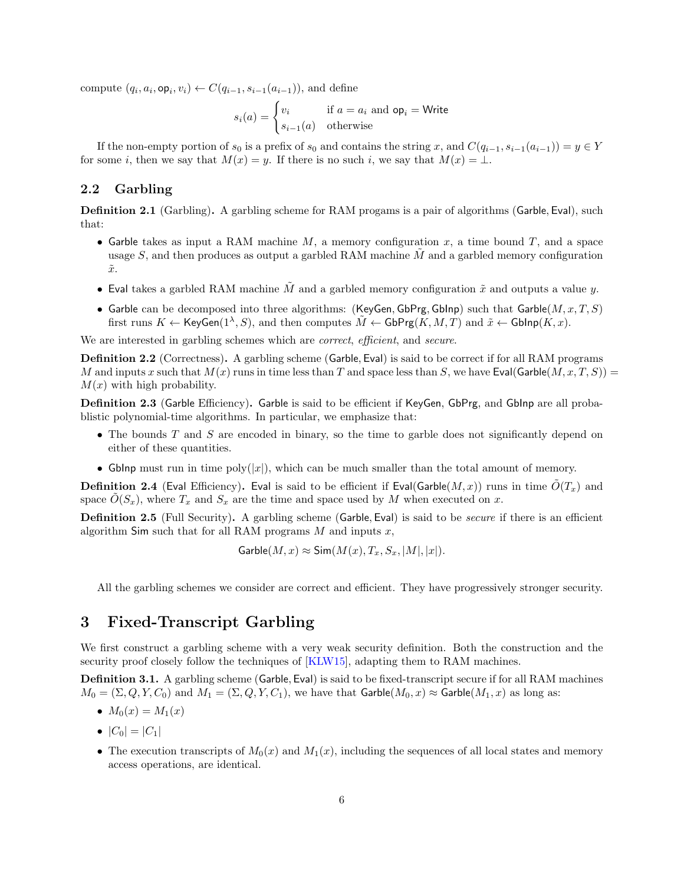compute $(q_i, a_i, \mathsf{op}_i, v_i) \leftarrow C(q_{i-1}, s_{i-1}(a_{i-1}))$, and define

$$s_i(a) = \begin{cases} v_i & \text{if } a = a_i \text{ and } \mathsf{op}_i = \mathsf{Write} \\ s_{i-1}(a) & \text{otherwise} \end{cases}$$

If the non-empty portion of $s_0$ is a prefix of $s_0$ and contains the string $x$, and $C(q_{i-1}, s_{i-1}(a_{i-1})) = y \in Y$ for some $i$, then we say that $M(x) = y$. If there is no such $i$, we say that $M(x) = \perp$.

## 2.2 Garbling

**Definition 2.1** (Garbling)**.** A garbling scheme for RAM progams is a pair of algorithms $(\mathsf{Garble}, \mathsf{Eval})$, such that:

- $\mathsf{Garble}$ takes as input a RAM machine $M$, a memory configuration $x$, a time bound $T$, and a space usage $S$, and then produces as output a garbled RAM machine $\tilde{M}$ and a garbled memory configuration $\tilde{x}$.
- $\mathsf{Eval}$ takes a garbled RAM machine $\tilde{M}$ and a garbled memory configuration $\tilde{x}$ and outputs a value $y$.
- $\mathsf{Garble}$ can be decomposed into three algorithms: $(\mathsf{KeyGen}, \mathsf{GbPrg}, \mathsf{GbInp})$ such that $\mathsf{Garble}(M, x, T, S)$ first runs $K \leftarrow \mathsf{KeyGen}(1^\lambda, S)$, and then computes $\tilde{M} \leftarrow \mathsf{GbPrg}(K, M, T)$ and $\tilde{x} \leftarrow \mathsf{GbInp}(K, x)$.

We are interested in garbling schemes which are *correct*, *efficient*, and *secure*.

**Definition 2.2** (Correctness)**.** A garbling scheme $(\mathsf{Garble}, \mathsf{Eval})$ is said to be correct if for all RAM programs $M$ and inputs $x$ such that $M(x)$ runs in time less than $T$ and space less than $S$, we have $\mathsf{Eval}(\mathsf{Garble}(M, x, T, S)) = M(x)$ with high probability.

**Definition 2.3** ($\mathsf{Garble}$ Efficiency)**.** $\mathsf{Garble}$ is said to be efficient if $\mathsf{KeyGen}$, $\mathsf{GbPrg}$, and $\mathsf{GbInp}$ are all problablistic polynomial-time algorithms. In particular, we emphasize that:

- The bounds $T$ and $S$ are encoded in binary, so the time to garble does not significantly depend on either of these quantities.
- $\mathsf{GbInp}$ must run in time $\mathrm{poly}(|x|)$, which can be much smaller than the total amount of memory.

**Definition 2.4** ($\mathsf{Eval}$ Efficiency)**.** $\mathsf{Eval}$ is said to be efficient if $\mathsf{Eval}(\mathsf{Garble}(M, x))$ runs in time $\tilde{O}(T_x)$ and space $\tilde{O}(S_x)$, where $T_x$ and $S_x$ are the time and space used by $M$ when executed on $x$.

**Definition 2.5** (Full Security)**.** A garbling scheme $(\mathsf{Garble}, \mathsf{Eval})$ is said to be *secure* if there is an efficient algorithm $\mathsf{Sim}$ such that for all RAM programs $M$ and inputs $x$,

$$\mathsf{Garble}(M, x) \approx \mathsf{Sim}(M(x), T_x, S_x, |M|, |x|).$$

All the garbling schemes we consider are correct and efficient. They have progressively stronger security.

# 3 Fixed-Transcript Garbling

We first construct a garbling scheme with a very weak security definition. Both the construction and the security proof closely follow the techniques of [KLW15], adapting them to RAM machines.

**Definition 3.1.** A garbling scheme $(\mathsf{Garble}, \mathsf{Eval})$ is said to be fixed-transcript secure if for all RAM machines $M_0 = (\Sigma, Q, Y, C_0)$ and $M_1 = (\Sigma, Q, Y, C_1)$, we have that $\mathsf{Garble}(M_0, x) \approx \mathsf{Garble}(M_1, x)$ as long as:

- $M_0(x) = M_1(x)$
- $|C_0| = |C_1|$
- The execution transcripts of $M_0(x)$ and $M_1(x)$, including the sequences of all local states and memory access operations, are identical.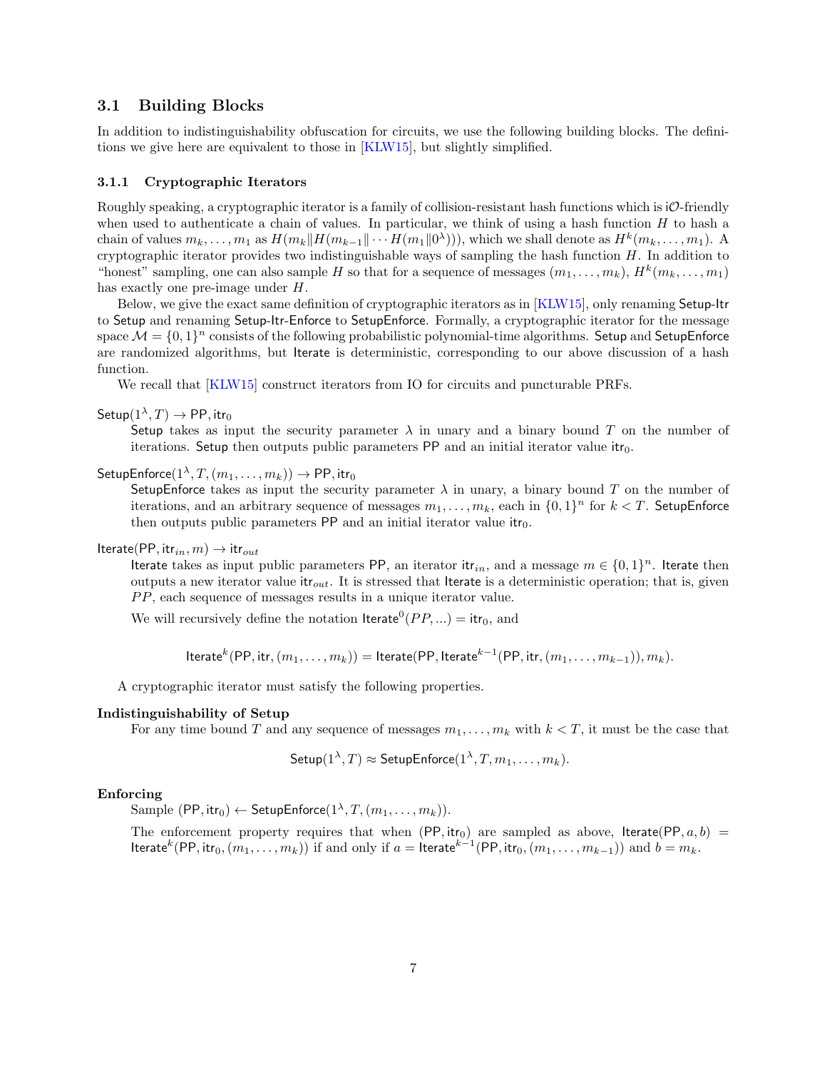### 3.1 Building Blocks

In addition to indistinguishability obfuscation for circuits, we use the following building blocks. The definitions we give here are equivalent to those in [KLW15], but slightly simplified.

#### 3.1.1 Cryptographic Iterators

Roughly speaking, a cryptographic iterator is a family of collision-resistant hash functions which is $i\mathcal{O}$-friendly when used to authenticate a chain of values. In particular, we think of using a hash function $H$ to hash a chain of values $m_k, \ldots, m_1$ as $H(m_k \| H(m_{k-1} \| \cdots H(m_1 \| 0^\lambda)))$, which we shall denote as $H^k(m_k, \ldots, m_1)$. A cryptographic iterator provides two indistinguishable ways of sampling the hash function $H$. In addition to "honest" sampling, one can also sample $H$ so that for a sequence of messages $(m_1, \ldots, m_k)$, $H^k(m_k, \ldots, m_1)$ has exactly one pre-image under $H$.

Below, we give the exact same definition of cryptographic iterators as in [KLW15], only renaming $\mathsf{Setup\text{-}Itr}$ to $\mathsf{Setup}$ and renaming $\mathsf{Setup\text{-}Itr\text{-}Enforce}$ to $\mathsf{SetupEnforce}$. Formally, a cryptographic iterator for the message space $\mathcal{M} = \{0,1\}^n$ consists of the following probabilistic polynomial-time algorithms. $\mathsf{Setup}$ and $\mathsf{SetupEnforce}$ are randomized algorithms, but $\mathsf{Iterate}$ is deterministic, corresponding to our above discussion of a hash function.

We recall that [KLW15] construct iterators from IO for circuits and puncturable PRFs.

$\mathsf{Setup}(1^\lambda, T) \to \mathsf{PP}, \mathsf{itr}_0$

$\mathsf{Setup}$ takes as input the security parameter $\lambda$ in unary and a binary bound $T$ on the number of iterations. $\mathsf{Setup}$ then outputs public parameters $\mathsf{PP}$ and an initial iterator value $\mathsf{itr}_0$.

$\mathsf{SetupEnforce}(1^\lambda, T, (m_1, \ldots, m_k)) \to \mathsf{PP}, \mathsf{itr}_0$

$\mathsf{SetupEnforce}$ takes as input the security parameter $\lambda$ in unary, a binary bound $T$ on the number of iterations, and an arbitrary sequence of messages $m_1, \ldots, m_k$, each in $\{0,1\}^n$ for $k < T$. $\mathsf{SetupEnforce}$ then outputs public parameters $\mathsf{PP}$ and an initial iterator value $\mathsf{itr}_0$.

$\mathsf{Iterate}(\mathsf{PP}, \mathsf{itr}_{in}, m) \to \mathsf{itr}_{out}$

$\mathsf{Iterate}$ takes as input public parameters $\mathsf{PP}$, an iterator $\mathsf{itr}_{in}$, and a message $m \in \{0,1\}^n$. $\mathsf{Iterate}$ then outputs a new iterator value $\mathsf{itr}_{out}$. It is stressed that $\mathsf{Iterate}$ is a deterministic operation; that is, given $PP$, each sequence of messages results in a unique iterator value.

We will recursively define the notation $\mathsf{Iterate}^0(PP, \ldots) = \mathsf{itr}_0$, and

$$\mathsf{Iterate}^k(\mathsf{PP}, \mathsf{itr}, (m_1, \ldots, m_k)) = \mathsf{Iterate}(\mathsf{PP}, \mathsf{Iterate}^{k-1}(\mathsf{PP}, \mathsf{itr}, (m_1, \ldots, m_{k-1})), m_k).$$

A cryptographic iterator must satisfy the following properties.

**Indistinguishability of Setup**

For any time bound $T$ and any sequence of messages $m_1, \ldots, m_k$ with $k < T$, it must be the case that

$$\mathsf{Setup}(1^\lambda, T) \approx \mathsf{SetupEnforce}(1^\lambda, T, m_1, \ldots, m_k).$$

**Enforcing**

Sample $(\mathsf{PP}, \mathsf{itr}_0) \leftarrow \mathsf{SetupEnforce}(1^\lambda, T, (m_1, \ldots, m_k))$.

The enforcement property requires that when $(\mathsf{PP}, \mathsf{itr}_0)$ are sampled as above, $\mathsf{Iterate}(\mathsf{PP}, a, b) = \mathsf{Iterate}^k(\mathsf{PP}, \mathsf{itr}_0, (m_1, \ldots, m_k))$ if and only if $a = \mathsf{Iterate}^{k-1}(\mathsf{PP}, \mathsf{itr}_0, (m_1, \ldots, m_{k-1}))$ and $b = m_k$.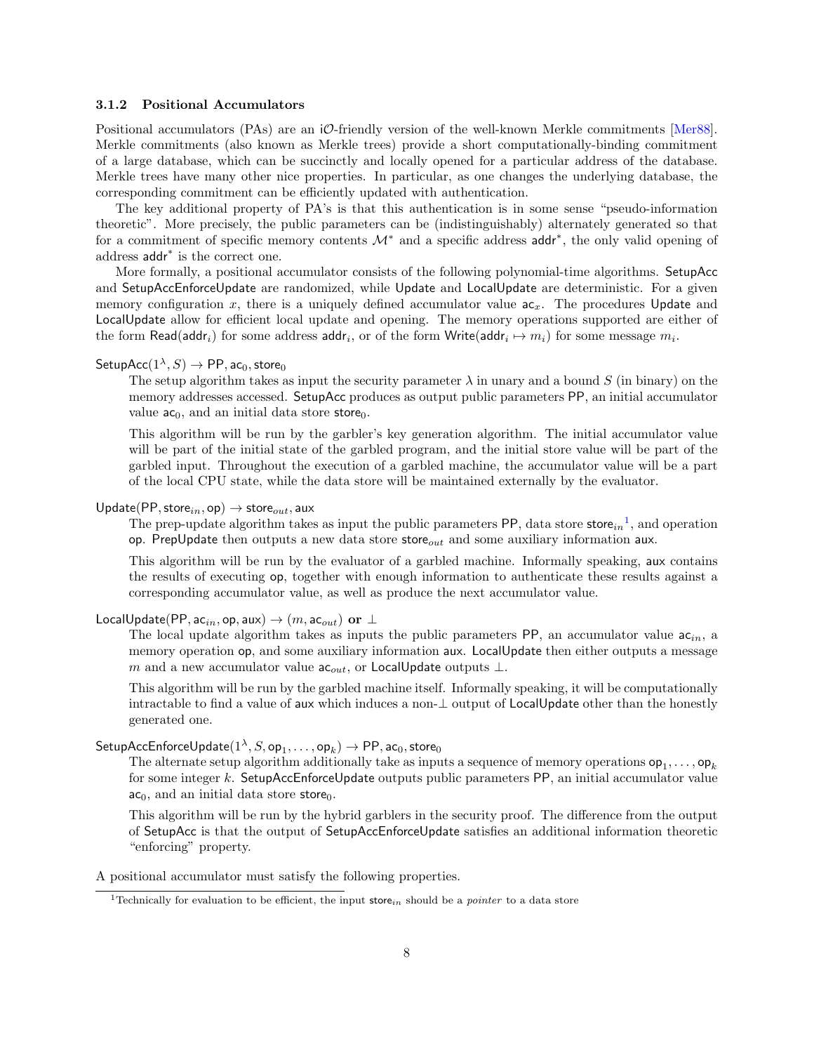### 3.1.2 Positional Accumulators

Positional accumulators (PAs) are an i$\mathcal{O}$-friendly version of the well-known Merkle commitments [Mer88]. Merkle commitments (also known as Merkle trees) provide a short computationally-binding commitment of a large database, which can be succinctly and locally opened for a particular address of the database. Merkle trees have many other nice properties. In particular, as one changes the underlying database, the corresponding commitment can be efficiently updated with authentication.

The key additional property of PA's is that this authentication is in some sense "pseudo-information theoretic". More precisely, the public parameters can be (indistinguishably) alternately generated so that for a commitment of specific memory contents $\mathcal{M}^*$ and a specific address $\mathsf{addr}^*$, the only valid opening of address $\mathsf{addr}^*$ is the correct one.

More formally, a positional accumulator consists of the following polynomial-time algorithms. SetupAcc and SetupAccEnforceUpdate are randomized, while Update and LocalUpdate are deterministic. For a given memory configuration $x$, there is a uniquely defined accumulator value $\mathsf{ac}_x$. The procedures Update and LocalUpdate allow for efficient local update and opening. The memory operations supported are either of the form $\mathsf{Read}(\mathsf{addr}_i)$ for some address $\mathsf{addr}_i$, or of the form $\mathsf{Write}(\mathsf{addr}_i \mapsto m_i)$ for some message $m_i$.

$\mathsf{SetupAcc}(1^\lambda, S) \to \mathsf{PP}, \mathsf{ac}_0, \mathsf{store}_0$

The setup algorithm takes as input the security parameter $\lambda$ in unary and a bound $S$ (in binary) on the memory addresses accessed. SetupAcc produces as output public parameters PP, an initial accumulator value $\mathsf{ac}_0$, and an initial data store $\mathsf{store}_0$.

This algorithm will be run by the garbler's key generation algorithm. The initial accumulator value will be part of the initial state of the garbled program, and the initial store value will be part of the garbled input. Throughout the execution of a garbled machine, the accumulator value will be a part of the local CPU state, while the data store will be maintained externally by the evaluator.

$\mathsf{Update}(\mathsf{PP}, \mathsf{store}_{in}, \mathsf{op}) \to \mathsf{store}_{out}, \mathsf{aux}$

The prep-update algorithm takes as input the public parameters PP, data store $\mathsf{store}_{in}$[1], and operation op. PrepUpdate then outputs a new data store $\mathsf{store}_{out}$ and some auxiliary information aux.

This algorithm will be run by the evaluator of a garbled machine. Informally speaking, aux contains the results of executing op, together with enough information to authenticate these results against a corresponding accumulator value, as well as produce the next accumulator value.

$\mathsf{LocalUpdate}(\mathsf{PP}, \mathsf{ac}_{in}, \mathsf{op}, \mathsf{aux}) \to (m, \mathsf{ac}_{out})$ **or** $\perp$

The local update algorithm takes as inputs the public parameters PP, an accumulator value $\mathsf{ac}_{in}$, a memory operation op, and some auxiliary information aux. LocalUpdate then either outputs a message $m$ and a new accumulator value $\mathsf{ac}_{out}$, or LocalUpdate outputs $\perp$.

This algorithm will be run by the garbled machine itself. Informally speaking, it will be computationally intractable to find a value of aux which induces a non-$\perp$ output of LocalUpdate other than the honestly generated one.

$\mathsf{SetupAccEnforceUpdate}(1^\lambda, S, \mathsf{op}_1, \ldots, \mathsf{op}_k) \to \mathsf{PP}, \mathsf{ac}_0, \mathsf{store}_0$

The alternate setup algorithm additionally take as inputs a sequence of memory operations $\mathsf{op}_1, \ldots, \mathsf{op}_k$ for some integer $k$. SetupAccEnforceUpdate outputs public parameters PP, an initial accumulator value $\mathsf{ac}_0$, and an initial data store $\mathsf{store}_0$.

This algorithm will be run by the hybrid garblers in the security proof. The difference from the output of SetupAcc is that the output of SetupAccEnforceUpdate satisfies an additional information theoretic "enforcing" property.

A positional accumulator must satisfy the following properties.

[1] Technically for evaluation to be efficient, the input $\mathsf{store}_{in}$ should be a *pointer* to a data store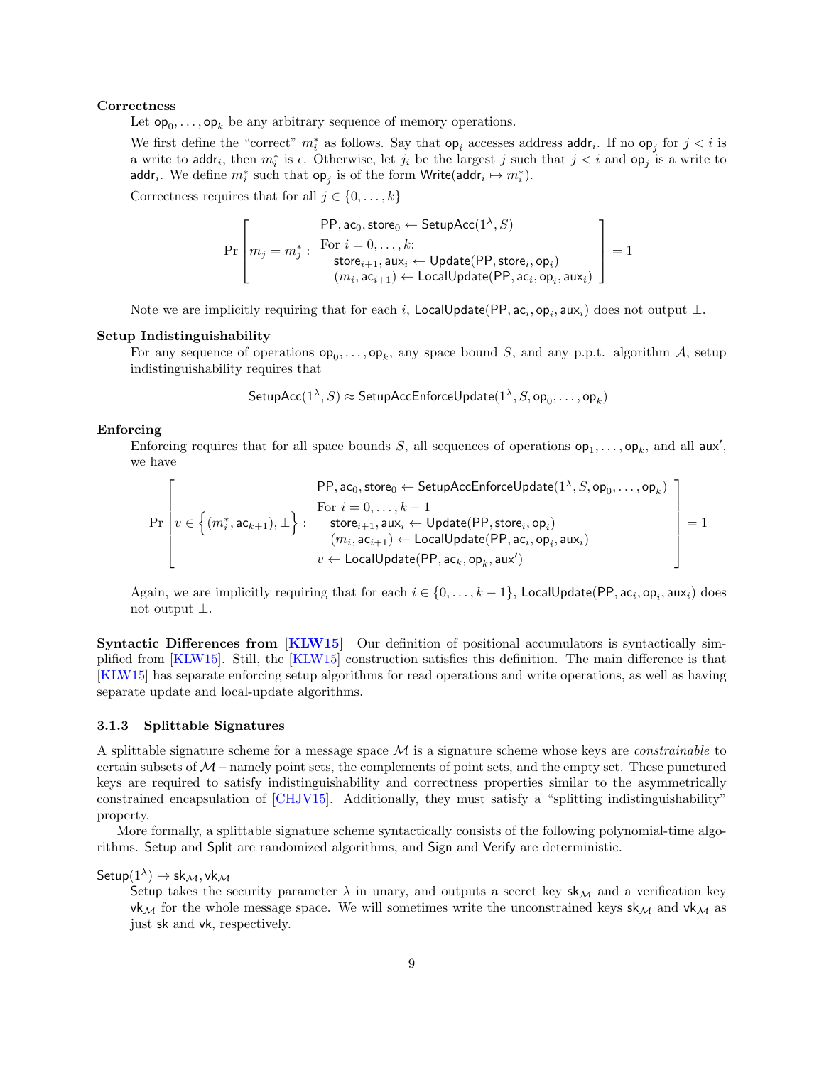**Correctness**

Let $\mathsf{op}_0, \ldots, \mathsf{op}_k$ be any arbitrary sequence of memory operations.

We first define the "correct" $m_i^*$ as follows. Say that $\mathsf{op}_i$ accesses address $\mathsf{addr}_i$. If no $\mathsf{op}_j$ for $j < i$ is a write to $\mathsf{addr}_i$, then $m_i^*$ is $\epsilon$. Otherwise, let $j_i$ be the largest $j$ such that $j < i$ and $\mathsf{op}_j$ is a write to $\mathsf{addr}_i$. We define $m_i^*$ such that $\mathsf{op}_j$ is of the form $\mathsf{Write}(\mathsf{addr}_i \mapsto m_i^*)$.

Correctness requires that for all $j \in \{0, \ldots, k\}$

$$\Pr\left[ m_j = m_j^* : \begin{array}{l} \mathsf{PP}, \mathsf{ac}_0, \mathsf{store}_0 \leftarrow \mathsf{SetupAcc}(1^\lambda, S) \\ \text{For } i = 0, \ldots, k\text{:} \\ \quad \mathsf{store}_{i+1}, \mathsf{aux}_i \leftarrow \mathsf{Update}(\mathsf{PP}, \mathsf{store}_i, \mathsf{op}_i) \\ \quad (m_i, \mathsf{ac}_{i+1}) \leftarrow \mathsf{LocalUpdate}(\mathsf{PP}, \mathsf{ac}_i, \mathsf{op}_i, \mathsf{aux}_i) \end{array} \right] = 1$$

Note we are implicitly requiring that for each $i$, $\mathsf{LocalUpdate}(\mathsf{PP}, \mathsf{ac}_i, \mathsf{op}_i, \mathsf{aux}_i)$ does not output $\perp$.

**Setup Indistinguishability**

For any sequence of operations $\mathsf{op}_0, \ldots, \mathsf{op}_k$, any space bound $S$, and any p.p.t. algorithm $\mathcal{A}$, setup indistinguishability requires that

$$\mathsf{SetupAcc}(1^\lambda, S) \approx \mathsf{SetupAccEnforceUpdate}(1^\lambda, S, \mathsf{op}_0, \ldots, \mathsf{op}_k)$$

**Enforcing**

Enforcing requires that for all space bounds $S$, all sequences of operations $\mathsf{op}_1, \ldots, \mathsf{op}_k$, and all $\mathsf{aux}'$, we have

$$\Pr\left[ v \in \left\{(m_i^*, \mathsf{ac}_{k+1}), \perp\right\} : \begin{array}{l} \mathsf{PP}, \mathsf{ac}_0, \mathsf{store}_0 \leftarrow \mathsf{SetupAccEnforceUpdate}(1^\lambda, S, \mathsf{op}_0, \ldots, \mathsf{op}_k) \\ \text{For } i = 0, \ldots, k-1 \\ \quad \mathsf{store}_{i+1}, \mathsf{aux}_i \leftarrow \mathsf{Update}(\mathsf{PP}, \mathsf{store}_i, \mathsf{op}_i) \\ \quad (m_i, \mathsf{ac}_{i+1}) \leftarrow \mathsf{LocalUpdate}(\mathsf{PP}, \mathsf{ac}_i, \mathsf{op}_i, \mathsf{aux}_i) \\ v \leftarrow \mathsf{LocalUpdate}(\mathsf{PP}, \mathsf{ac}_k, \mathsf{op}_k, \mathsf{aux}') \end{array} \right] = 1$$

Again, we are implicitly requiring that for each $i \in \{0, \ldots, k-1\}$, $\mathsf{LocalUpdate}(\mathsf{PP}, \mathsf{ac}_i, \mathsf{op}_i, \mathsf{aux}_i)$ does not output $\perp$.

**Syntactic Differences from [KLW15]** Our definition of positional accumulators is syntactically simplified from [KLW15]. Still, the [KLW15] construction satisfies this definition. The main difference is that [KLW15] has separate enforcing setup algorithms for read operations and write operations, as well as having separate update and local-update algorithms.

### 3.1.3 Splittable Signatures

A splittable signature scheme for a message space $\mathcal{M}$ is a signature scheme whose keys are *constrainable* to certain subsets of $\mathcal{M}$ – namely point sets, the complements of point sets, and the empty set. These punctured keys are required to satisfy indistinguishability and correctness properties similar to the asymmetrically constrained encapsulation of [CHJV15]. Additionally, they must satisfy a "splitting indistinguishability" property.

More formally, a splittable signature scheme syntactically consists of the following polynomial-time algorithms. $\mathsf{Setup}$ and $\mathsf{Split}$ are randomized algorithms, and $\mathsf{Sign}$ and $\mathsf{Verify}$ are deterministic.

$\mathsf{Setup}(1^\lambda) \rightarrow \mathsf{sk}_\mathcal{M}, \mathsf{vk}_\mathcal{M}$

$\mathsf{Setup}$ takes the security parameter $\lambda$ in unary, and outputs a secret key $\mathsf{sk}_\mathcal{M}$ and a verification key $\mathsf{vk}_\mathcal{M}$ for the whole message space. We will sometimes write the unconstrained keys $\mathsf{sk}_\mathcal{M}$ and $\mathsf{vk}_\mathcal{M}$ as just $\mathsf{sk}$ and $\mathsf{vk}$, respectively.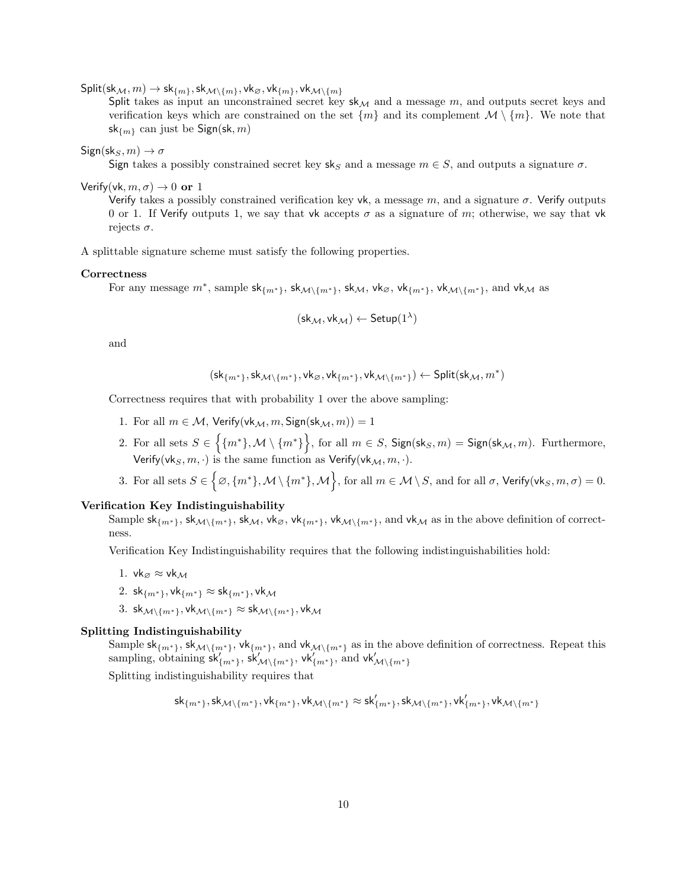$\mathsf{Split}(\mathsf{sk}_{\mathcal{M}}, m) \to \mathsf{sk}_{\{m\}}, \mathsf{sk}_{\mathcal{M}\setminus\{m\}}, \mathsf{vk}_{\varnothing}, \mathsf{vk}_{\{m\}}, \mathsf{vk}_{\mathcal{M}\setminus\{m\}}$

Split takes as input an unconstrained secret key $\mathsf{sk}_{\mathcal{M}}$ and a message $m$, and outputs secret keys and verification keys which are constrained on the set $\{m\}$ and its complement $\mathcal{M} \setminus \{m\}$. We note that $\mathsf{sk}_{\{m\}}$ can just be $\mathsf{Sign}(\mathsf{sk}, m)$

$\mathsf{Sign}(\mathsf{sk}_S, m) \to \sigma$

Sign takes a possibly constrained secret key $\mathsf{sk}_S$ and a message $m \in S$, and outputs a signature $\sigma$.

$\mathsf{Verify}(\mathsf{vk}, m, \sigma) \to 0$ **or** $1$

Verify takes a possibly constrained verification key vk, a message $m$, and a signature $\sigma$. Verify outputs 0 or 1. If Verify outputs 1, we say that vk accepts $\sigma$ as a signature of $m$; otherwise, we say that vk rejects $\sigma$.

A splittable signature scheme must satisfy the following properties.

**Correctness**

For any message $m^*$, sample $\mathsf{sk}_{\{m^*\}}$, $\mathsf{sk}_{\mathcal{M}\setminus\{m^*\}}$, $\mathsf{sk}_{\mathcal{M}}$, $\mathsf{vk}_{\varnothing}$, $\mathsf{vk}_{\{m^*\}}$, $\mathsf{vk}_{\mathcal{M}\setminus\{m^*\}}$, and $\mathsf{vk}_{\mathcal{M}}$ as

$$(\mathsf{sk}_{\mathcal{M}}, \mathsf{vk}_{\mathcal{M}}) \leftarrow \mathsf{Setup}(1^\lambda)$$

and

$$(\mathsf{sk}_{\{m^*\}}, \mathsf{sk}_{\mathcal{M}\setminus\{m^*\}}, \mathsf{vk}_{\varnothing}, \mathsf{vk}_{\{m^*\}}, \mathsf{vk}_{\mathcal{M}\setminus\{m^*\}}) \leftarrow \mathsf{Split}(\mathsf{sk}_{\mathcal{M}}, m^*)$$

Correctness requires that with probability 1 over the above sampling:

1. For all $m \in \mathcal{M}$, $\mathsf{Verify}(\mathsf{vk}_{\mathcal{M}}, m, \mathsf{Sign}(\mathsf{sk}_{\mathcal{M}}, m)) = 1$
2. For all sets $S \in \Big\{\{m^*\}, \mathcal{M} \setminus \{m^*\}\Big\}$, for all $m \in S$, $\mathsf{Sign}(\mathsf{sk}_S, m) = \mathsf{Sign}(\mathsf{sk}_{\mathcal{M}}, m)$. Furthermore, $\mathsf{Verify}(\mathsf{vk}_S, m, \cdot)$ is the same function as $\mathsf{Verify}(\mathsf{vk}_{\mathcal{M}}, m, \cdot)$.
3. For all sets $S \in \Big\{\varnothing, \{m^*\}, \mathcal{M} \setminus \{m^*\}, \mathcal{M}\Big\}$, for all $m \in \mathcal{M} \setminus S$, and for all $\sigma$, $\mathsf{Verify}(\mathsf{vk}_S, m, \sigma) = 0$.

**Verification Key Indistinguishability**

Sample $\mathsf{sk}_{\{m^*\}}$, $\mathsf{sk}_{\mathcal{M}\setminus\{m^*\}}$, $\mathsf{sk}_{\mathcal{M}}$, $\mathsf{vk}_{\varnothing}$, $\mathsf{vk}_{\{m^*\}}$, $\mathsf{vk}_{\mathcal{M}\setminus\{m^*\}}$, and $\mathsf{vk}_{\mathcal{M}}$ as in the above definition of correctness.

Verification Key Indistinguishability requires that the following indistinguishabilities hold:

1. $\mathsf{vk}_{\varnothing} \approx \mathsf{vk}_{\mathcal{M}}$
2. $\mathsf{sk}_{\{m^*\}}, \mathsf{vk}_{\{m^*\}} \approx \mathsf{sk}_{\{m^*\}}, \mathsf{vk}_{\mathcal{M}}$
3. $\mathsf{sk}_{\mathcal{M}\setminus\{m^*\}}, \mathsf{vk}_{\mathcal{M}\setminus\{m^*\}} \approx \mathsf{sk}_{\mathcal{M}\setminus\{m^*\}}, \mathsf{vk}_{\mathcal{M}}$

**Splitting Indistinguishability**

Sample $\mathsf{sk}_{\{m^*\}}$, $\mathsf{sk}_{\mathcal{M}\setminus\{m^*\}}$, $\mathsf{vk}_{\{m^*\}}$, and $\mathsf{vk}_{\mathcal{M}\setminus\{m^*\}}$ as in the above definition of correctness. Repeat this sampling, obtaining $\mathsf{sk}'_{\{m^*\}}$, $\mathsf{sk}'_{\mathcal{M}\setminus\{m^*\}}$, $\mathsf{vk}'_{\{m^*\}}$, and $\mathsf{vk}'_{\mathcal{M}\setminus\{m^*\}}$

Splitting indistinguishability requires that

$$\mathsf{sk}_{\{m^*\}}, \mathsf{sk}_{\mathcal{M}\setminus\{m^*\}}, \mathsf{vk}_{\{m^*\}}, \mathsf{vk}_{\mathcal{M}\setminus\{m^*\}} \approx \mathsf{sk}'_{\{m^*\}}, \mathsf{sk}_{\mathcal{M}\setminus\{m^*\}}, \mathsf{vk}'_{\{m^*\}}, \mathsf{vk}_{\mathcal{M}\setminus\{m^*\}}$$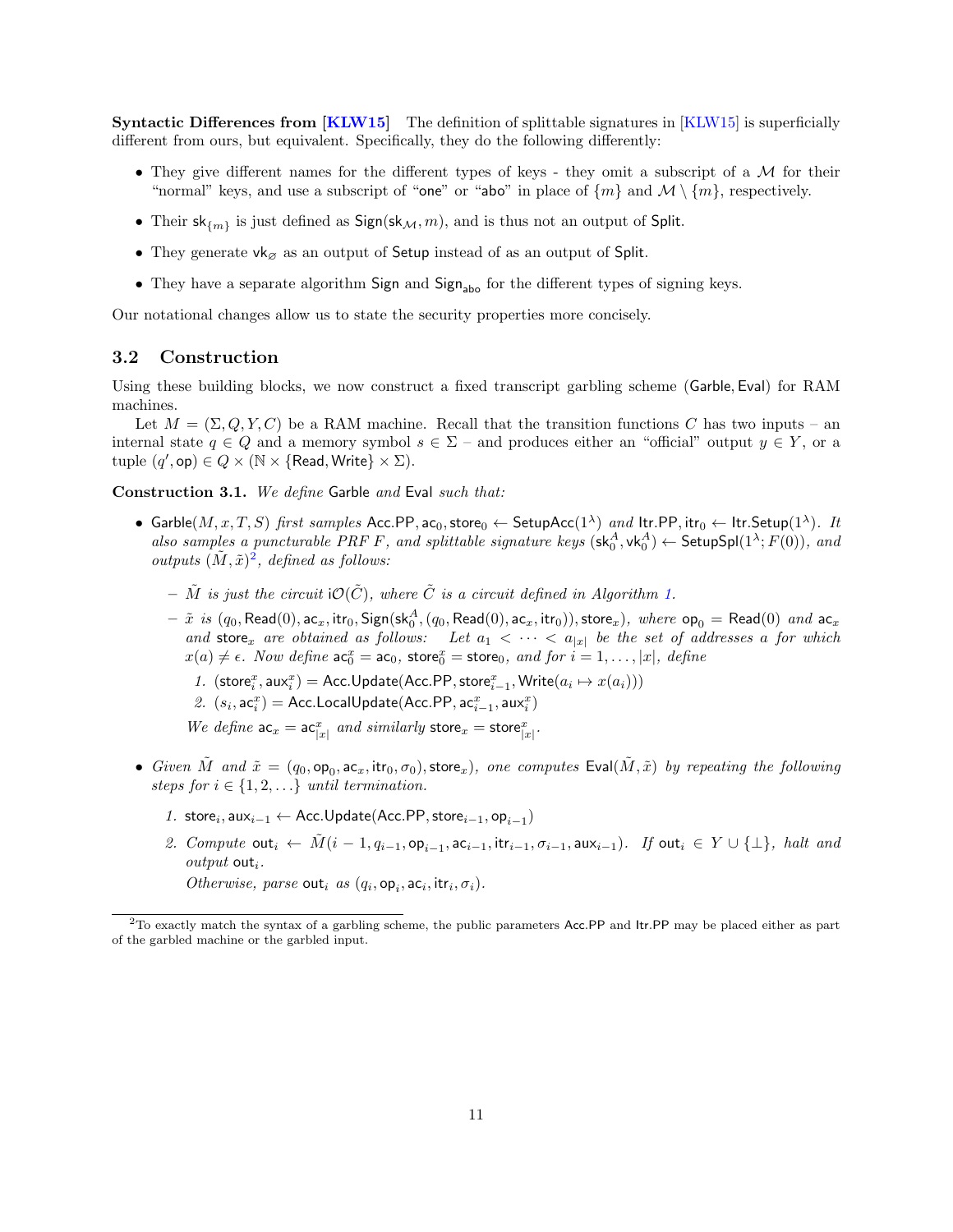**Syntactic Differences from [KLW15]** The definition of splittable signatures in [KLW15] is superficially different from ours, but equivalent. Specifically, they do the following differently:

- They give different names for the different types of keys - they omit a subscript of a $\mathcal{M}$ for their "normal" keys, and use a subscript of "one" or "abo" in place of $\{m\}$ and $\mathcal{M} \setminus \{m\}$, respectively.
- Their $\mathsf{sk}_{\{m\}}$ is just defined as $\mathsf{Sign}(\mathsf{sk}_{\mathcal{M}}, m)$, and is thus not an output of $\mathsf{Split}$.
- They generate $\mathsf{vk}_{\varnothing}$ as an output of $\mathsf{Setup}$ instead of as an output of $\mathsf{Split}$.
- They have a separate algorithm $\mathsf{Sign}$ and $\mathsf{Sign}_{\mathsf{abo}}$ for the different types of signing keys.

Our notational changes allow us to state the security properties more concisely.

## 3.2 Construction

Using these building blocks, we now construct a fixed transcript garbling scheme ($\mathsf{Garble}, \mathsf{Eval}$) for RAM machines.

Let $M = (\Sigma, Q, Y, C)$ be a RAM machine. Recall that the transition functions $C$ has two inputs – an internal state $q \in Q$ and a memory symbol $s \in \Sigma$ – and produces either an "official" output $y \in Y$, or a tuple $(q', \mathsf{op}) \in Q \times (\mathbb{N} \times \{\mathsf{Read}, \mathsf{Write}\} \times \Sigma)$.

**Construction 3.1.** *We define* $\mathsf{Garble}$ *and* $\mathsf{Eval}$ *such that:*

- $\mathsf{Garble}(M, x, T, S)$ *first samples* $\mathsf{Acc.PP}, \mathsf{ac}_0, \mathsf{store}_0 \leftarrow \mathsf{SetupAcc}(1^\lambda)$ *and* $\mathsf{Itr.PP}, \mathsf{itr}_0 \leftarrow \mathsf{Itr.Setup}(1^\lambda)$*. It also samples a puncturable PRF* $F$*, and splittable signature keys* $(\mathsf{sk}_0^A, \mathsf{vk}_0^A) \leftarrow \mathsf{SetupSpl}(1^\lambda; F(0))$*, and outputs* $(\tilde{M}, \tilde{x})$[2]*, defined as follows:*
  - $\tilde{M}$ *is just the circuit* $\mathsf{i}\mathcal{O}(\tilde{C})$*, where* $\tilde{C}$ *is a circuit defined in Algorithm 1.*
  - $\tilde{x}$ *is* $(q_0, \mathsf{Read}(0), \mathsf{ac}_x, \mathsf{itr}_0, \mathsf{Sign}(\mathsf{sk}_0^A, (q_0, \mathsf{Read}(0), \mathsf{ac}_x, \mathsf{itr}_0)), \mathsf{store}_x)$*, where* $\mathsf{op}_0 = \mathsf{Read}(0)$ *and* $\mathsf{ac}_x$ *and* $\mathsf{store}_x$ *are obtained as follows: Let* $a_1 < \cdots < a_{|x|}$ *be the set of addresses* $a$ *for which* $x(a) \neq \epsilon$*. Now define* $\mathsf{ac}_0^x = \mathsf{ac}_0$*,* $\mathsf{store}_0^x = \mathsf{store}_0$*, and for* $i = 1, \ldots, |x|$*, define*
    1. $(\mathsf{store}_i^x, \mathsf{aux}_i^x) = \mathsf{Acc.Update}(\mathsf{Acc.PP}, \mathsf{store}_{i-1}^x, \mathsf{Write}(a_i \mapsto x(a_i)))$
    2. $(s_i, \mathsf{ac}_i^x) = \mathsf{Acc.LocalUpdate}(\mathsf{Acc.PP}, \mathsf{ac}_{i-1}^x, \mathsf{aux}_i^x)$

    *We define* $\mathsf{ac}_x = \mathsf{ac}_{|x|}^x$ *and similarly* $\mathsf{store}_x = \mathsf{store}_{|x|}^x$*.*

- *Given* $\tilde{M}$ *and* $\tilde{x} = (q_0, \mathsf{op}_0, \mathsf{ac}_x, \mathsf{itr}_0, \sigma_0), \mathsf{store}_x)$*, one computes* $\mathsf{Eval}(\tilde{M}, \tilde{x})$ *by repeating the following steps for* $i \in \{1, 2, \ldots\}$ *until termination.*
  1. $\mathsf{store}_i, \mathsf{aux}_{i-1} \leftarrow \mathsf{Acc.Update}(\mathsf{Acc.PP}, \mathsf{store}_{i-1}, \mathsf{op}_{i-1})$
  2. *Compute* $\mathsf{out}_i \leftarrow \tilde{M}(i-1, q_{i-1}, \mathsf{op}_{i-1}, \mathsf{ac}_{i-1}, \mathsf{itr}_{i-1}, \sigma_{i-1}, \mathsf{aux}_{i-1})$*. If* $\mathsf{out}_i \in Y \cup \{\perp\}$*, halt and output* $\mathsf{out}_i$*.*

     *Otherwise, parse* $\mathsf{out}_i$ *as* $(q_i, \mathsf{op}_i, \mathsf{ac}_i, \mathsf{itr}_i, \sigma_i)$*.*

[2] To exactly match the syntax of a garbling scheme, the public parameters $\mathsf{Acc.PP}$ and $\mathsf{Itr.PP}$ may be placed either as part of the garbled machine or the garbled input.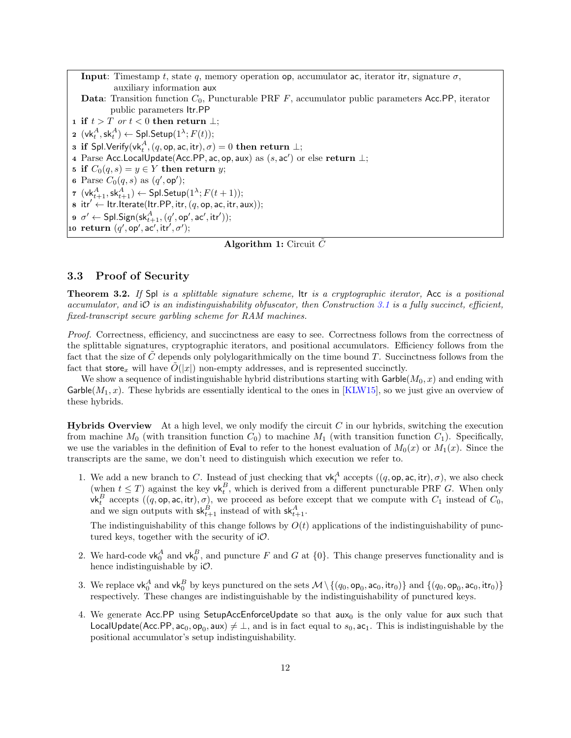**Input**: Timestamp $t$, state $q$, memory operation $\mathsf{op}$, accumulator $\mathsf{ac}$, iterator $\mathsf{itr}$, signature $\sigma$, auxiliary information $\mathsf{aux}$

**Data**: Transition function $C_0$, Puncturable PRF $F$, accumulator public parameters $\mathsf{Acc.PP}$, iterator public parameters $\mathsf{Itr.PP}$

```
1  if t > T or t < 0 then return ⊥;
2  (vk_t^A, sk_t^A) ← Spl.Setup(1^λ; F(t));
3  if Spl.Verify(vk_t^A, (q, op, ac, itr), σ) = 0 then return ⊥;
4  Parse Acc.LocalUpdate(Acc.PP, ac, op, aux) as (s, ac') or else return ⊥;
5  if C_0(q, s) = y ∈ Y then return y;
6  Parse C_0(q, s) as (q', op');
7  (vk_{t+1}^A, sk_{t+1}^A) ← Spl.Setup(1^λ; F(t + 1));
8  itr' ← Itr.Iterate(Itr.PP, itr, (q, op, ac, itr, aux));
9  σ' ← Spl.Sign(sk_{t+1}^A, (q', op', ac', itr'));
10 return (q', op', ac', itr', σ');
```

**Algorithm 1:** Circuit $\tilde{C}$

### 3.3 Proof of Security

**Theorem 3.2.** *If* $\mathsf{Spl}$ *is a splittable signature scheme,* $\mathsf{Itr}$ *is a cryptographic iterator,* $\mathsf{Acc}$ *is a positional accumulator, and* $\mathsf{i}\mathcal{O}$ *is an indistinguishability obfuscator, then Construction 3.1 is a fully succinct, efficient, fixed-transcript secure garbling scheme for RAM machines.*

*Proof.* Correctness, efficiency, and succinctness are easy to see. Correctness follows from the correctness of the splittable signatures, cryptographic iterators, and positional accumulators. Efficiency follows from the fact that the size of $\tilde{C}$ depends only polylogarithmically on the time bound $T$. Succinctness follows from the fact that $\mathsf{store}_x$ will have $\tilde{O}(|x|)$ non-empty addresses, and is represented succinctly.

We show a sequence of indistinguishable hybrid distributions starting with $\mathsf{Garble}(M_0, x)$ and ending with $\mathsf{Garble}(M_1, x)$. These hybrids are essentially identical to the ones in [KLW15], so we just give an overview of these hybrids.

**Hybrids Overview** At a high level, we only modify the circuit $C$ in our hybrids, switching the execution from machine $M_0$ (with transition function $C_0$) to machine $M_1$ (with transition function $C_1$). Specifically, we use the variables in the definition of $\mathsf{Eval}$ to refer to the honest evaluation of $M_0(x)$ or $M_1(x)$. Since the transcripts are the same, we don't need to distinguish which execution we refer to.

1. We add a new branch to $C$. Instead of just checking that $\mathsf{vk}_t^A$ accepts $((q, \mathsf{op}, \mathsf{ac}, \mathsf{itr}), \sigma)$, we also check (when $t \leq T$) against the key $\mathsf{vk}_t^B$, which is derived from a different puncturable PRF $G$. When only $\mathsf{vk}_t^B$ accepts $((q, \mathsf{op}, \mathsf{ac}, \mathsf{itr}), \sigma)$, we proceed as before except that we compute with $C_1$ instead of $C_0$, and we sign outputs with $\mathsf{sk}_{t+1}^B$ instead of with $\mathsf{sk}_{t+1}^A$.

   The indistinguishability of this change follows by $O(t)$ applications of the indistinguishability of punctured keys, together with the security of $\mathsf{i}\mathcal{O}$.

2. We hard-code $\mathsf{vk}_0^A$ and $\mathsf{vk}_0^B$, and puncture $F$ and $G$ at $\{0\}$. This change preserves functionality and is hence indistinguishable by $\mathsf{i}\mathcal{O}$.

3. We replace $\mathsf{vk}_0^A$ and $\mathsf{vk}_0^B$ by keys punctured on the sets $\mathcal{M} \setminus \{(q_0, \mathsf{op}_0, \mathsf{ac}_0, \mathsf{itr}_0)\}$ and $\{(q_0, \mathsf{op}_0, \mathsf{ac}_0, \mathsf{itr}_0)\}$ respectively. These changes are indistinguishable by the indistinguishability of punctured keys.

4. We generate $\mathsf{Acc.PP}$ using $\mathsf{SetupAccEnforceUpdate}$ so that $\mathsf{aux}_0$ is the only value for $\mathsf{aux}$ such that $\mathsf{LocalUpdate}(\mathsf{Acc.PP}, \mathsf{ac}_0, \mathsf{op}_0, \mathsf{aux}) \neq \bot$, and is in fact equal to $s_0, \mathsf{ac}_1$. This is indistinguishable by the positional accumulator's setup indistinguishability.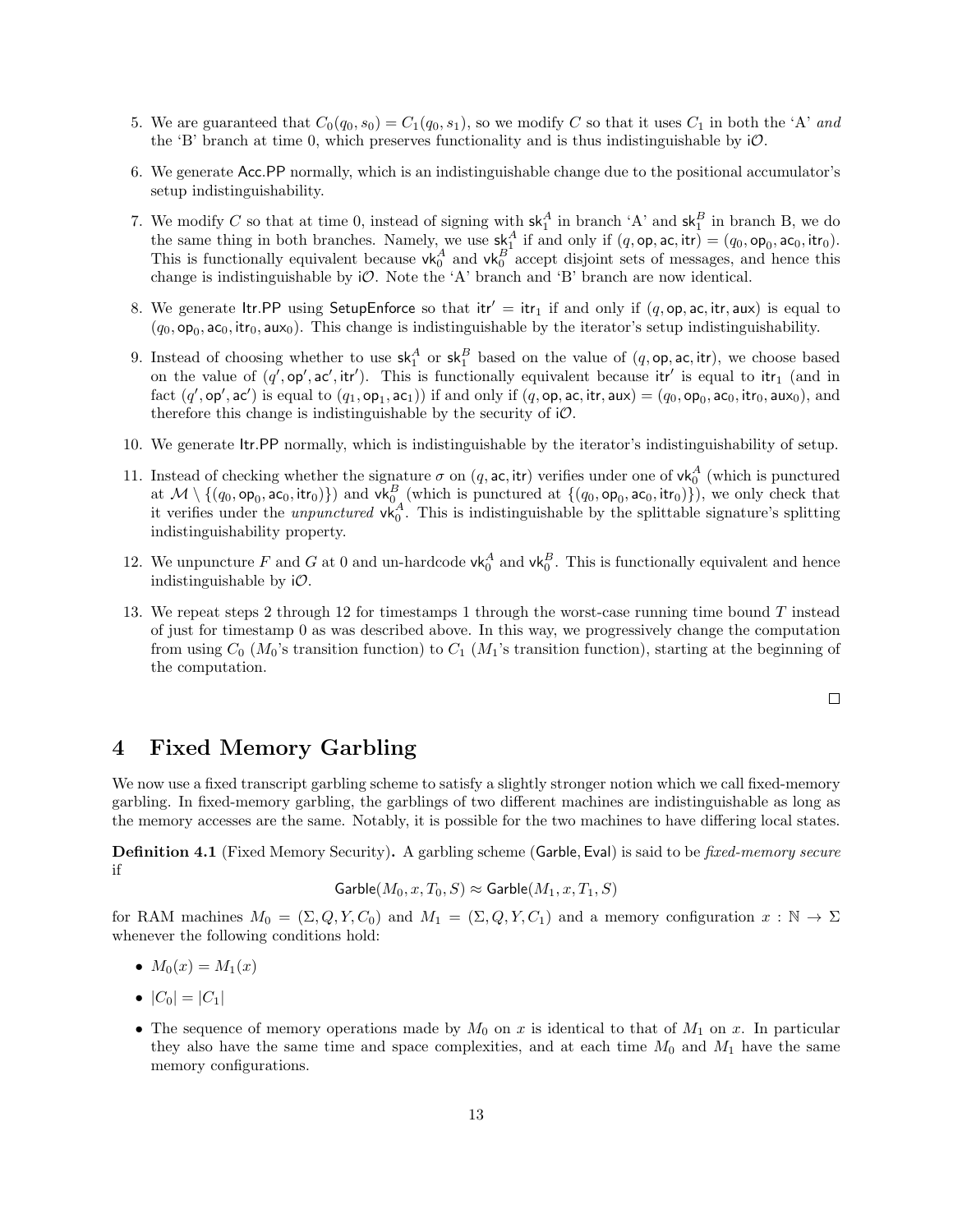5. We are guaranteed that $C_0(q_0, s_0) = C_1(q_0, s_1)$, so we modify $C$ so that it uses $C_1$ in both the 'A' *and* the 'B' branch at time 0, which preserves functionality and is thus indistinguishable by $\mathsf{iO}$.

6. We generate $\mathsf{Acc.PP}$ normally, which is an indistinguishable change due to the positional accumulator's setup indistinguishability.

7. We modify $C$ so that at time 0, instead of signing with $\mathsf{sk}_1^A$ in branch 'A' and $\mathsf{sk}_1^B$ in branch B, we do the same thing in both branches. Namely, we use $\mathsf{sk}_1^A$ if and only if $(q, \mathsf{op}, \mathsf{ac}, \mathsf{itr}) = (q_0, \mathsf{op}_0, \mathsf{ac}_0, \mathsf{itr}_0)$. This is functionally equivalent because $\mathsf{vk}_0^A$ and $\mathsf{vk}_0^B$ accept disjoint sets of messages, and hence this change is indistinguishable by $\mathsf{iO}$. Note the 'A' branch and 'B' branch are now identical.

8. We generate $\mathsf{Itr.PP}$ using $\mathsf{SetupEnforce}$ so that $\mathsf{itr}' = \mathsf{itr}_1$ if and only if $(q, \mathsf{op}, \mathsf{ac}, \mathsf{itr}, \mathsf{aux})$ is equal to $(q_0, \mathsf{op}_0, \mathsf{ac}_0, \mathsf{itr}_0, \mathsf{aux}_0)$. This change is indistinguishable by the iterator's setup indistinguishability.

9. Instead of choosing whether to use $\mathsf{sk}_1^A$ or $\mathsf{sk}_1^B$ based on the value of $(q, \mathsf{op}, \mathsf{ac}, \mathsf{itr})$, we choose based on the value of $(q', \mathsf{op}', \mathsf{ac}', \mathsf{itr}')$. This is functionally equivalent because $\mathsf{itr}'$ is equal to $\mathsf{itr}_1$ (and in fact $(q', \mathsf{op}', \mathsf{ac}')$ is equal to $(q_1, \mathsf{op}_1, \mathsf{ac}_1)$) if and only if $(q, \mathsf{op}, \mathsf{ac}, \mathsf{itr}, \mathsf{aux}) = (q_0, \mathsf{op}_0, \mathsf{ac}_0, \mathsf{itr}_0, \mathsf{aux}_0)$, and therefore this change is indistinguishable by the security of $\mathsf{iO}$.

10. We generate $\mathsf{Itr.PP}$ normally, which is indistinguishable by the iterator's indistinguishability of setup.

11. Instead of checking whether the signature $\sigma$ on $(q, \mathsf{ac}, \mathsf{itr})$ verifies under one of $\mathsf{vk}_0^A$ (which is punctured at $\mathcal{M} \setminus \{(q_0, \mathsf{op}_0, \mathsf{ac}_0, \mathsf{itr}_0)\}$) and $\mathsf{vk}_0^B$ (which is punctured at $\{(q_0, \mathsf{op}_0, \mathsf{ac}_0, \mathsf{itr}_0)\}$), we only check that it verifies under the *unpunctured* $\mathsf{vk}_0^A$. This is indistinguishable by the splittable signature's splitting indistinguishability property.

12. We unpuncture $F$ and $G$ at 0 and un-hardcode $\mathsf{vk}_0^A$ and $\mathsf{vk}_0^B$. This is functionally equivalent and hence indistinguishable by $\mathsf{iO}$.

13. We repeat steps 2 through 12 for timestamps 1 through the worst-case running time bound $T$ instead of just for timestamp 0 as was described above. In this way, we progressively change the computation from using $C_0$ ($M_0$'s transition function) to $C_1$ ($M_1$'s transition function), starting at the beginning of the computation.

□

# 4 Fixed Memory Garbling

We now use a fixed transcript garbling scheme to satisfy a slightly stronger notion which we call fixed-memory garbling. In fixed-memory garbling, the garblings of two different machines are indistinguishable as long as the memory accesses are the same. Notably, it is possible for the two machines to have differing local states.

**Definition 4.1** (Fixed Memory Security)**.** A garbling scheme $(\mathsf{Garble}, \mathsf{Eval})$ is said to be *fixed-memory secure* if

$$\mathsf{Garble}(M_0, x, T_0, S) \approx \mathsf{Garble}(M_1, x, T_1, S)$$

for RAM machines $M_0 = (\Sigma, Q, Y, C_0)$ and $M_1 = (\Sigma, Q, Y, C_1)$ and a memory configuration $x : \mathbb{N} \to \Sigma$ whenever the following conditions hold:

- $M_0(x) = M_1(x)$
- $|C_0| = |C_1|$
- The sequence of memory operations made by $M_0$ on $x$ is identical to that of $M_1$ on $x$. In particular they also have the same time and space complexities, and at each time $M_0$ and $M_1$ have the same memory configurations.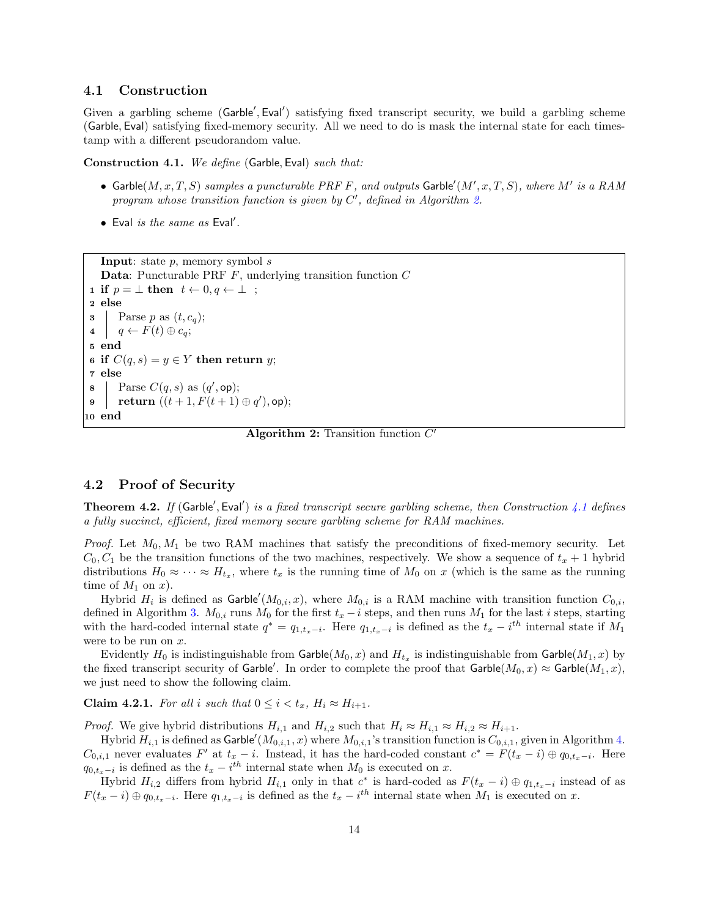### 4.1 Construction

Given a garbling scheme ($\mathsf{Garble}', \mathsf{Eval}'$) satisfying fixed transcript security, we build a garbling scheme ($\mathsf{Garble}, \mathsf{Eval}$) satisfying fixed-memory security. All we need to do is mask the internal state for each timestamp with a different pseudorandom value.

**Construction 4.1.** *We define* ($\mathsf{Garble}, \mathsf{Eval}$) *such that:*

- $\mathsf{Garble}(M, x, T, S)$ *samples a puncturable PRF $F$, and outputs* $\mathsf{Garble}'(M', x, T, S)$*, where $M'$ is a RAM program whose transition function is given by $C'$, defined in Algorithm 2.*
- $\mathsf{Eval}$ *is the same as* $\mathsf{Eval}'$.

```
  Input: state p, memory symbol s
  Data: Puncturable PRF F, underlying transition function C
1 if p = ⊥ then  t ← 0, q ← ⊥ ;
2 else
3 |  Parse p as (t, c_q);
4 |  q ← F(t) ⊕ c_q;
5 end
6 if C(q, s) = y ∈ Y then return y;
7 else
8 |  Parse C(q, s) as (q', op);
9 |  return ((t + 1, F(t + 1) ⊕ q'), op);
10 end
```

**Algorithm 2:** Transition function $C'$

### 4.2 Proof of Security

**Theorem 4.2.** *If* ($\mathsf{Garble}', \mathsf{Eval}'$) *is a fixed transcript secure garbling scheme, then Construction 4.1 defines a fully succinct, efficient, fixed memory secure garbling scheme for RAM machines.*

*Proof.* Let $M_0, M_1$ be two RAM machines that satisfy the preconditions of fixed-memory security. Let $C_0, C_1$ be the transition functions of the two machines, respectively. We show a sequence of $t_x + 1$ hybrid distributions $H_0 \approx \cdots \approx H_{t_x}$, where $t_x$ is the running time of $M_0$ on $x$ (which is the same as the running time of $M_1$ on $x$).

Hybrid $H_i$ is defined as $\mathsf{Garble}'(M_{0,i}, x)$, where $M_{0,i}$ is a RAM machine with transition function $C_{0,i}$, defined in Algorithm 3. $M_{0,i}$ runs $M_0$ for the first $t_x - i$ steps, and then runs $M_1$ for the last $i$ steps, starting with the hard-coded internal state $q^* = q_{1,t_x-i}$. Here $q_{1,t_x-i}$ is defined as the $t_x - i^{th}$ internal state if $M_1$ were to be run on $x$.

Evidently $H_0$ is indistinguishable from $\mathsf{Garble}(M_0, x)$ and $H_{t_x}$ is indistinguishable from $\mathsf{Garble}(M_1, x)$ by the fixed transcript security of $\mathsf{Garble}'$. In order to complete the proof that $\mathsf{Garble}(M_0, x) \approx \mathsf{Garble}(M_1, x)$, we just need to show the following claim.

**Claim 4.2.1.** *For all $i$ such that $0 \leq i < t_x$, $H_i \approx H_{i+1}$.*

*Proof.* We give hybrid distributions $H_{i,1}$ and $H_{i,2}$ such that $H_i \approx H_{i,1} \approx H_{i,2} \approx H_{i+1}$.

Hybrid $H_{i,1}$ is defined as $\mathsf{Garble}'(M_{0,i,1}, x)$ where $M_{0,i,1}$'s transition function is $C_{0,i,1}$, given in Algorithm 4. $C_{0,i,1}$ never evaluates $F'$ at $t_x - i$. Instead, it has the hard-coded constant $c^* = F(t_x - i) \oplus q_{0,t_x-i}$. Here $q_{0,t_x-i}$ is defined as the $t_x - i^{th}$ internal state when $M_0$ is executed on $x$.

Hybrid $H_{i,2}$ differs from hybrid $H_{i,1}$ only in that $c^*$ is hard-coded as $F(t_x - i) \oplus q_{1,t_x-i}$ instead of as $F(t_x - i) \oplus q_{0,t_x-i}$. Here $q_{1,t_x-i}$ is defined as the $t_x - i^{th}$ internal state when $M_1$ is executed on $x$.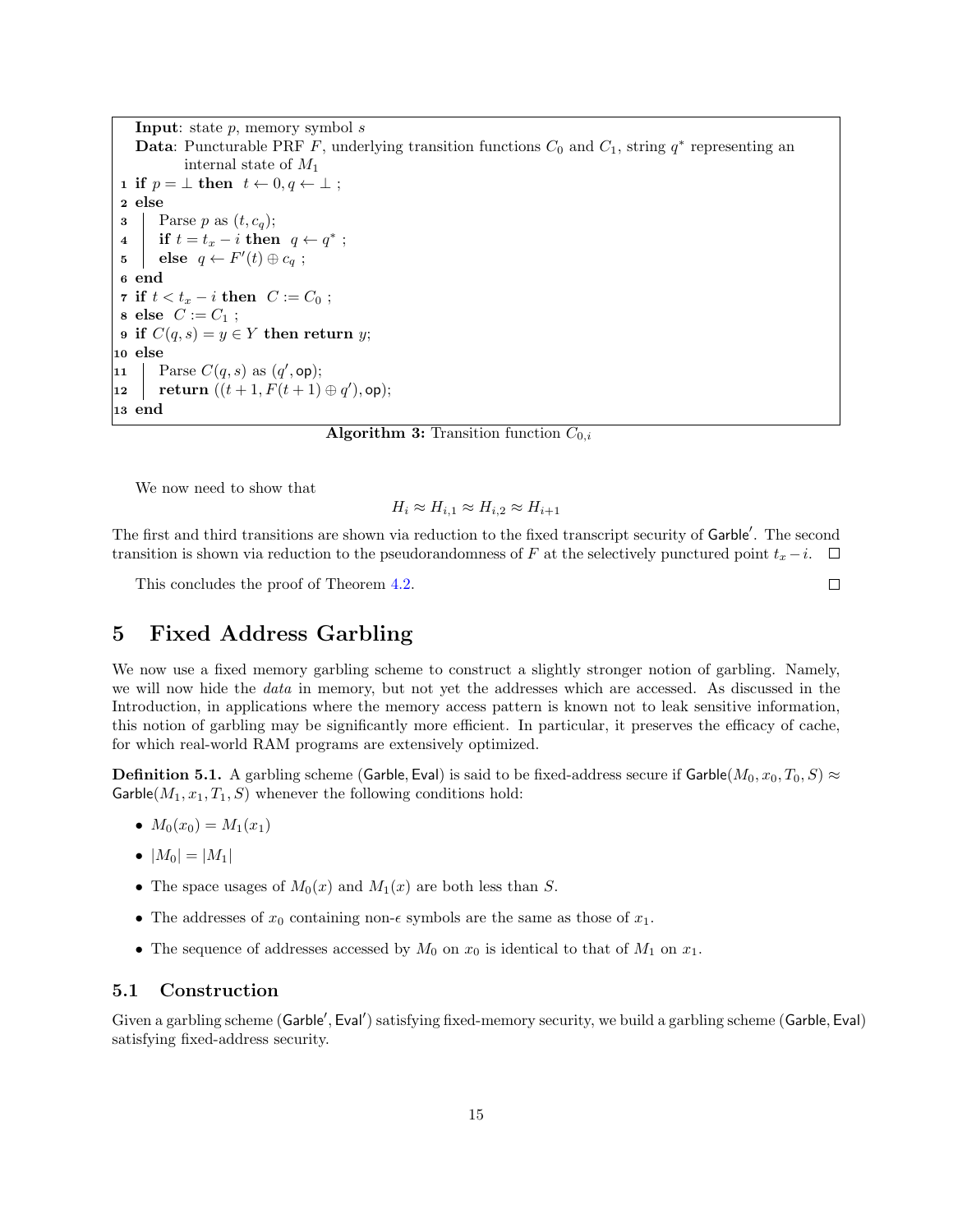```
Input: state p, memory symbol s
Data: Puncturable PRF F, underlying transition functions C_0 and C_1, string q* representing an
      internal state of M_1
1  if p = ⊥ then t ← 0, q ← ⊥ ;
2  else
3  |  Parse p as (t, c_q);
4  |  if t = t_x − i then q ← q* ;
5  |  else q ← F'(t) ⊕ c_q ;
6  end
7  if t < t_x − i then C := C_0 ;
8  else C := C_1 ;
9  if C(q, s) = y ∈ Y then return y;
10 else
11 |  Parse C(q, s) as (q', op);
12 |  return ((t + 1, F(t + 1) ⊕ q'), op);
13 end
```

**Algorithm 3:** Transition function $C_{0,i}$

We now need to show that

$$H_i \approx H_{i,1} \approx H_{i,2} \approx H_{i+1}$$

The first and third transitions are shown via reduction to the fixed transcript security of $\mathsf{Garble}'$. The second transition is shown via reduction to the pseudorandomness of $F$ at the selectively punctured point $t_x - i$. □

This concludes the proof of Theorem 4.2. □

# 5 Fixed Address Garbling

We now use a fixed memory garbling scheme to construct a slightly stronger notion of garbling. Namely, we will now hide the *data* in memory, but not yet the addresses which are accessed. As discussed in the Introduction, in applications where the memory access pattern is known not to leak sensitive information, this notion of garbling may be significantly more efficient. In particular, it preserves the efficacy of cache, for which real-world RAM programs are extensively optimized.

**Definition 5.1.** A garbling scheme $(\mathsf{Garble}, \mathsf{Eval})$ is said to be fixed-address secure if $\mathsf{Garble}(M_0, x_0, T_0, S) \approx \mathsf{Garble}(M_1, x_1, T_1, S)$ whenever the following conditions hold:

- $M_0(x_0) = M_1(x_1)$
- $|M_0| = |M_1|$
- The space usages of $M_0(x)$ and $M_1(x)$ are both less than $S$.
- The addresses of $x_0$ containing non-$\epsilon$ symbols are the same as those of $x_1$.
- The sequence of addresses accessed by $M_0$ on $x_0$ is identical to that of $M_1$ on $x_1$.

## 5.1 Construction

Given a garbling scheme $(\mathsf{Garble}', \mathsf{Eval}')$ satisfying fixed-memory security, we build a garbling scheme $(\mathsf{Garble}, \mathsf{Eval})$ satisfying fixed-address security.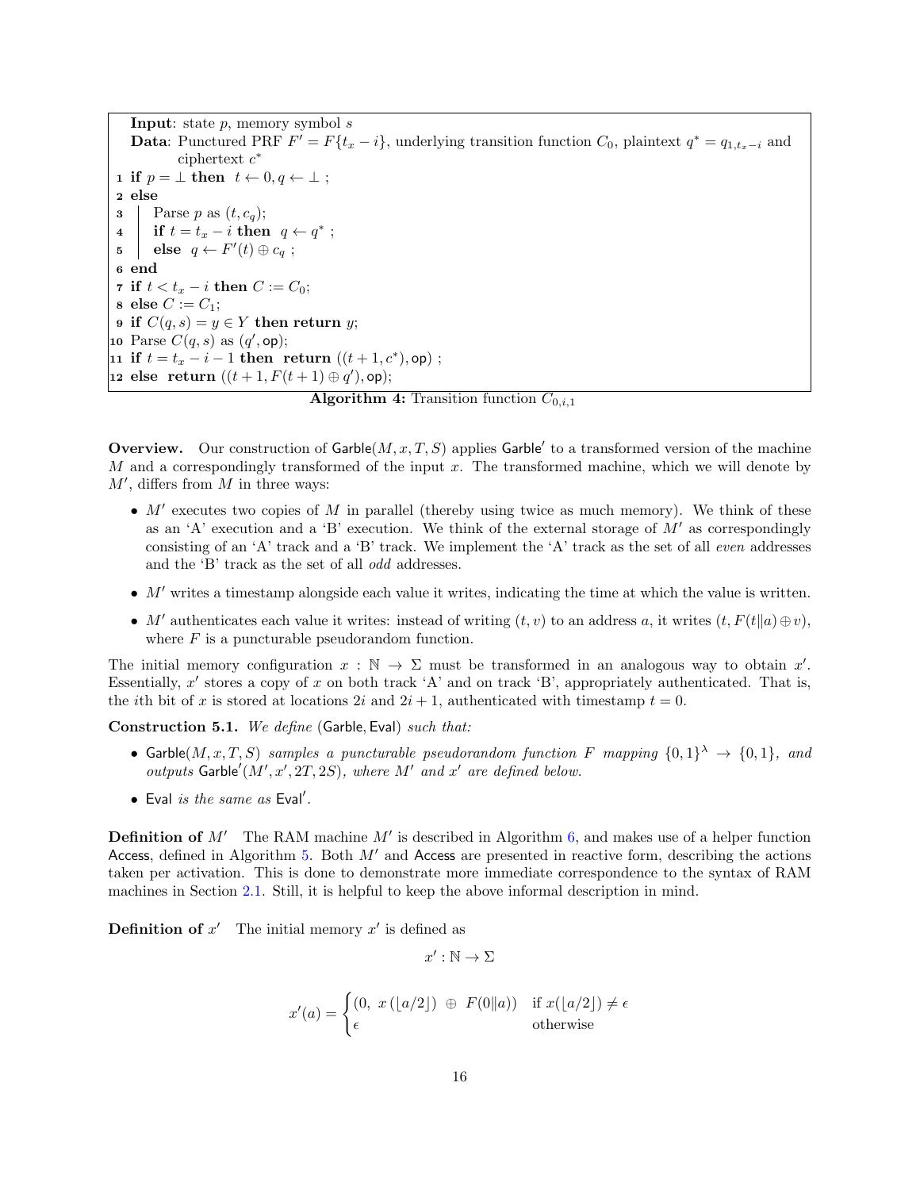**Input**: state $p$, memory symbol $s$

**Data**: Punctured PRF $F' = F\{t_x - i\}$, underlying transition function $C_0$, plaintext $q^* = q_{1,t_x-i}$ and ciphertext $c^*$

```
1  if p = ⊥ then t ← 0, q ← ⊥ ;
2  else
3      Parse p as (t, c_q);
4      if t = t_x − i then q ← q* ;
5      else q ← F'(t) ⊕ c_q ;
6  end
7  if t < t_x − i then C := C_0;
8  else C := C_1;
9  if C(q, s) = y ∈ Y then return y;
10 Parse C(q, s) as (q', op);
11 if t = t_x − i − 1 then return ((t + 1, c*), op) ;
12 else return ((t + 1, F(t + 1) ⊕ q'), op);
```

**Algorithm 4:** Transition function $C_{0,i,1}$

**Overview.** Our construction of $\mathsf{Garble}(M, x, T, S)$ applies $\mathsf{Garble}'$ to a transformed version of the machine $M$ and a correspondingly transformed of the input $x$. The transformed machine, which we will denote by $M'$, differs from $M$ in three ways:

- $M'$ executes two copies of $M$ in parallel (thereby using twice as much memory). We think of these as an 'A' execution and a 'B' execution. We think of the external storage of $M'$ as correspondingly consisting of an 'A' track and a 'B' track. We implement the 'A' track as the set of all *even* addresses and the 'B' track as the set of all *odd* addresses.
- $M'$ writes a timestamp alongside each value it writes, indicating the time at which the value is written.
- $M'$ authenticates each value it writes: instead of writing $(t, v)$ to an address $a$, it writes $(t, F(t\|a) \oplus v)$, where $F$ is a puncturable pseudorandom function.

The initial memory configuration $x : \mathbb{N} \to \Sigma$ must be transformed in an analogous way to obtain $x'$. Essentially, $x'$ stores a copy of $x$ on both track 'A' and on track 'B', appropriately authenticated. That is, the $i$th bit of $x$ is stored at locations $2i$ and $2i + 1$, authenticated with timestamp $t = 0$.

**Construction 5.1.** *We define* $(\mathsf{Garble}, \mathsf{Eval})$ *such that:*

- $\mathsf{Garble}(M, x, T, S)$ *samples a puncturable pseudorandom function* $F$ *mapping* $\{0,1\}^\lambda \to \{0,1\}$*, and outputs* $\mathsf{Garble}'(M', x', 2T, 2S)$*, where* $M'$ *and* $x'$ *are defined below.*
- $\mathsf{Eval}$ *is the same as* $\mathsf{Eval}'$.

**Definition of $M'$** The RAM machine $M'$ is described in Algorithm 6, and makes use of a helper function $\mathsf{Access}$, defined in Algorithm 5. Both $M'$ and $\mathsf{Access}$ are presented in reactive form, describing the actions taken per activation. This is done to demonstrate more immediate correspondence to the syntax of RAM machines in Section 2.1. Still, it is helpful to keep the above informal description in mind.

**Definition of $x'$** The initial memory $x'$ is defined as

$$x' : \mathbb{N} \to \Sigma$$

$$x'(a) = \begin{cases} (0,\ x(\lfloor a/2 \rfloor)\ \oplus\ F(0\|a)) & \text{if } x(\lfloor a/2 \rfloor) \neq \epsilon \\ \epsilon & \text{otherwise} \end{cases}$$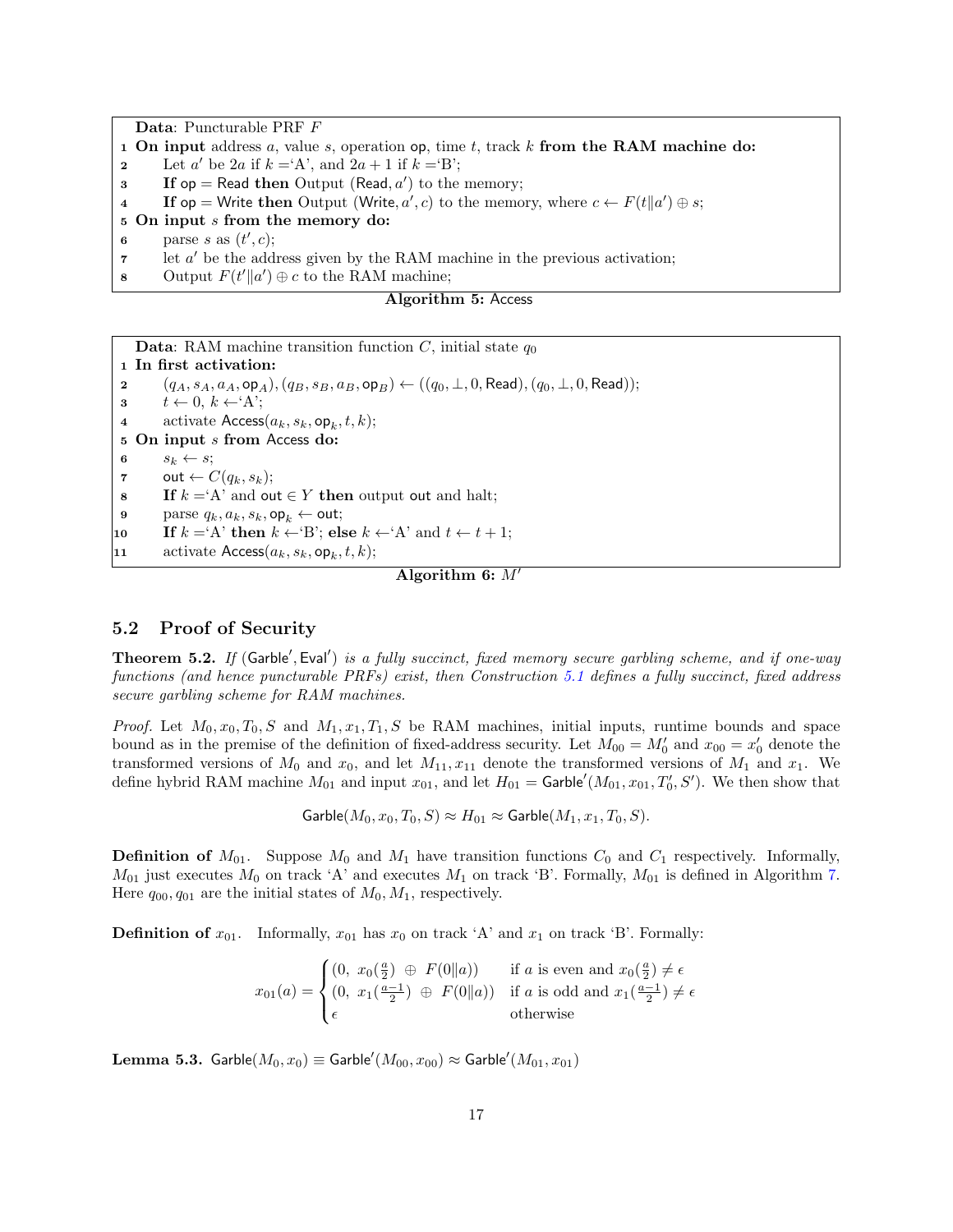**Data**: Puncturable PRF $F$

1 **On input** address $a$, value $s$, operation $\mathsf{op}$, time $t$, track $k$ **from the RAM machine do:**
2 Let $a'$ be $2a$ if $k =$'A', and $2a+1$ if $k =$'B';
3 **If** $\mathsf{op} = \mathsf{Read}$ **then** Output $(\mathsf{Read}, a')$ to the memory;
4 **If** $\mathsf{op} = \mathsf{Write}$ **then** Output $(\mathsf{Write}, a', c)$ to the memory, where $c \leftarrow F(t\|a') \oplus s$;
5 **On input** $s$ **from the memory do:**
6 parse $s$ as $(t', c)$;
7 let $a'$ be the address given by the RAM machine in the previous activation;
8 Output $F(t'\|a') \oplus c$ to the RAM machine;

**Algorithm 5:** $\mathsf{Access}$

**Data**: RAM machine transition function $C$, initial state $q_0$

1 **In first activation:**
2 $(q_A, s_A, a_A, \mathsf{op}_A), (q_B, s_B, a_B, \mathsf{op}_B) \leftarrow ((q_0, \perp, 0, \mathsf{Read}), (q_0, \perp, 0, \mathsf{Read}))$;
3 $t \leftarrow 0$, $k \leftarrow$'A';
4 activate $\mathsf{Access}(a_k, s_k, \mathsf{op}_k, t, k)$;
5 **On input** $s$ **from** $\mathsf{Access}$ **do:**
6 $s_k \leftarrow s$;
7 $\mathsf{out} \leftarrow C(q_k, s_k)$;
8 **If** $k =$'A' and $\mathsf{out} \in Y$ **then** output $\mathsf{out}$ and halt;
9 parse $q_k, a_k, s_k, \mathsf{op}_k \leftarrow \mathsf{out}$;
10 **If** $k =$'A' **then** $k \leftarrow$'B'; **else** $k \leftarrow$'A' and $t \leftarrow t+1$;
11 activate $\mathsf{Access}(a_k, s_k, \mathsf{op}_k, t, k)$;

**Algorithm 6:** $M'$

## 5.2 Proof of Security

**Theorem 5.2.** *If* $(\mathsf{Garble}', \mathsf{Eval}')$ *is a fully succinct, fixed memory secure garbling scheme, and if one-way functions (and hence puncturable PRFs) exist, then Construction 5.1 defines a fully succinct, fixed address secure garbling scheme for RAM machines.*

*Proof.* Let $M_0, x_0, T_0, S$ and $M_1, x_1, T_1, S$ be RAM machines, initial inputs, runtime bounds and space bound as in the premise of the definition of fixed-address security. Let $M_{00} = M_0'$ and $x_{00} = x_0'$ denote the transformed versions of $M_0$ and $x_0$, and let $M_{11}, x_{11}$ denote the transformed versions of $M_1$ and $x_1$. We define hybrid RAM machine $M_{01}$ and input $x_{01}$, and let $H_{01} = \mathsf{Garble}'(M_{01}, x_{01}, T_0', S')$. We then show that

$$\mathsf{Garble}(M_0, x_0, T_0, S) \approx H_{01} \approx \mathsf{Garble}(M_1, x_1, T_0, S).$$

**Definition of $M_{01}$.** Suppose $M_0$ and $M_1$ have transition functions $C_0$ and $C_1$ respectively. Informally, $M_{01}$ just executes $M_0$ on track 'A' and executes $M_1$ on track 'B'. Formally, $M_{01}$ is defined in Algorithm 7. Here $q_{00}, q_{01}$ are the initial states of $M_0, M_1$, respectively.

**Definition of $x_{01}$.** Informally, $x_{01}$ has $x_0$ on track 'A' and $x_1$ on track 'B'. Formally:

$$x_{01}(a) = \begin{cases} (0,\ x_0(\frac{a}{2})\ \oplus\ F(0\|a)) & \text{if } a \text{ is even and } x_0(\frac{a}{2}) \neq \epsilon \\ (0,\ x_1(\frac{a-1}{2})\ \oplus\ F(0\|a)) & \text{if } a \text{ is odd and } x_1(\frac{a-1}{2}) \neq \epsilon \\ \epsilon & \text{otherwise} \end{cases}$$

**Lemma 5.3.** $\mathsf{Garble}(M_0, x_0) \equiv \mathsf{Garble}'(M_{00}, x_{00}) \approx \mathsf{Garble}'(M_{01}, x_{01})$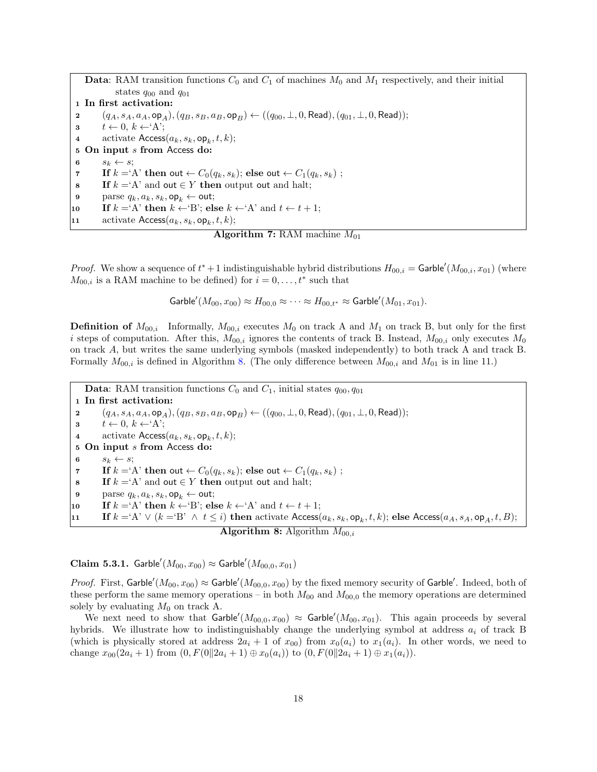```
Data: RAM transition functions C_0 and C_1 of machines M_0 and M_1 respectively, and their initial
      states q_00 and q_01
1  In first activation:
2      (q_A, s_A, a_A, op_A), (q_B, s_B, a_B, op_B) ← ((q_00, ⊥, 0, Read), (q_01, ⊥, 0, Read));
3      t ← 0, k ← 'A';
4      activate Access(a_k, s_k, op_k, t, k);
5  On input s from Access do:
6      s_k ← s;
7      If k = 'A' then out ← C_0(q_k, s_k); else out ← C_1(q_k, s_k) ;
8      If k = 'A' and out ∈ Y then output out and halt;
9      parse q_k, a_k, s_k, op_k ← out;
10     If k = 'A' then k ← 'B'; else k ← 'A' and t ← t + 1;
11     activate Access(a_k, s_k, op_k, t, k);
```

**Algorithm 7:** RAM machine $M_{01}$

*Proof.* We show a sequence of $t^*+1$ indistinguishable hybrid distributions $H_{00,i} = \mathsf{Garble}'(M_{00,i}, x_{01})$ (where $M_{00,i}$ is a RAM machine to be defined) for $i = 0, \ldots, t^*$ such that

$$\mathsf{Garble}'(M_{00}, x_{00}) \approx H_{00,0} \approx \cdots \approx H_{00,t^*} \approx \mathsf{Garble}'(M_{01}, x_{01}).$$

**Definition of $M_{00,i}$** Informally, $M_{00,i}$ executes $M_0$ on track A and $M_1$ on track B, but only for the first $i$ steps of computation. After this, $M_{00,i}$ ignores the contents of track B. Instead, $M_{00,i}$ only executes $M_0$ on track $A$, but writes the same underlying symbols (masked independently) to both track A and track B. Formally $M_{00,i}$ is defined in Algorithm 8. (The only difference between $M_{00,i}$ and $M_{01}$ is in line 11.)

```
Data: RAM transition functions C_0 and C_1, initial states q_00, q_01
1  In first activation:
2      (q_A, s_A, a_A, op_A), (q_B, s_B, a_B, op_B) ← ((q_00, ⊥, 0, Read), (q_01, ⊥, 0, Read));
3      t ← 0, k ← 'A';
4      activate Access(a_k, s_k, op_k, t, k);
5  On input s from Access do:
6      s_k ← s;
7      If k = 'A' then out ← C_0(q_k, s_k); else out ← C_1(q_k, s_k) ;
8      If k = 'A' and out ∈ Y then output out and halt;
9      parse q_k, a_k, s_k, op_k ← out;
10     If k = 'A' then k ← 'B'; else k ← 'A' and t ← t + 1;
11     If k = 'A' ∨ (k = 'B' ∧ t ≤ i) then activate Access(a_k, s_k, op_k, t, k); else Access(a_A, s_A, op_A, t, B);
```

**Algorithm 8:** Algorithm $M_{00,i}$

**Claim 5.3.1.** $\mathsf{Garble}'(M_{00}, x_{00}) \approx \mathsf{Garble}'(M_{00,0}, x_{01})$

*Proof.* First, $\mathsf{Garble}'(M_{00}, x_{00}) \approx \mathsf{Garble}'(M_{00,0}, x_{00})$ by the fixed memory security of $\mathsf{Garble}'$. Indeed, both of these perform the same memory operations – in both $M_{00}$ and $M_{00,0}$ the memory operations are determined solely by evaluating $M_0$ on track A.

We next need to show that $\mathsf{Garble}'(M_{00,0}, x_{00}) \approx \mathsf{Garble}'(M_{00}, x_{01})$. This again proceeds by several hybrids. We illustrate how to indistinguishably change the underlying symbol at address $a_i$ of track B (which is physically stored at address $2a_i + 1$ of $x_{00}$) from $x_0(a_i)$ to $x_1(a_i)$. In other words, we need to change $x_{00}(2a_i + 1)$ from $(0, F(0\|2a_i + 1) \oplus x_0(a_i))$ to $(0, F(0\|2a_i + 1) \oplus x_1(a_i))$.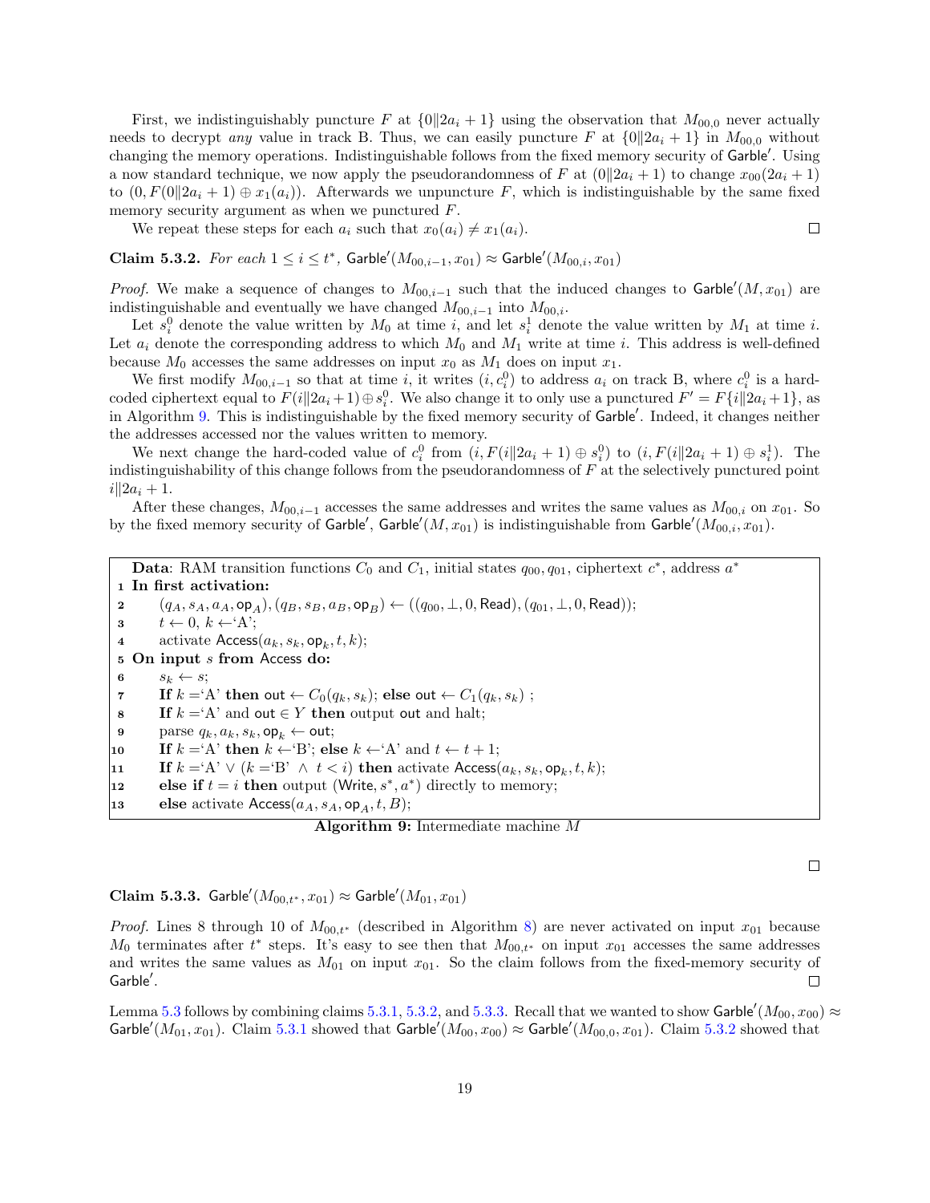First, we indistinguishably puncture $F$ at $\{0\|2a_i+1\}$ using the observation that $M_{00,0}$ never actually needs to decrypt *any* value in track B. Thus, we can easily puncture $F$ at $\{0\|2a_i+1\}$ in $M_{00,0}$ without changing the memory operations. Indistinguishable follows from the fixed memory security of $\mathsf{Garble}'$. Using a now standard technique, we now apply the pseudorandomness of $F$ at $(0\|2a_i+1)$ to change $x_{00}(2a_i+1)$ to $(0, F(0\|2a_i+1) \oplus x_1(a_i))$. Afterwards we unpuncture $F$, which is indistinguishable by the same fixed memory security argument as when we punctured $F$.

We repeat these steps for each $a_i$ such that $x_0(a_i) \neq x_1(a_i)$. □

**Claim 5.3.2.** *For each $1 \leq i \leq t^*$, $\mathsf{Garble}'(M_{00,i-1}, x_{01}) \approx \mathsf{Garble}'(M_{00,i}, x_{01})$*

*Proof.* We make a sequence of changes to $M_{00,i-1}$ such that the induced changes to $\mathsf{Garble}'(M, x_{01})$ are indistinguishable and eventually we have changed $M_{00,i-1}$ into $M_{00,i}$.

Let $s_i^0$ denote the value written by $M_0$ at time $i$, and let $s_i^1$ denote the value written by $M_1$ at time $i$. Let $a_i$ denote the corresponding address to which $M_0$ and $M_1$ write at time $i$. This address is well-defined because $M_0$ accesses the same addresses on input $x_0$ as $M_1$ does on input $x_1$.

We first modify $M_{00,i-1}$ so that at time $i$, it writes $(i, c_i^0)$ to address $a_i$ on track B, where $c_i^0$ is a hard-coded ciphertext equal to $F(i\|2a_i+1) \oplus s_i^0$. We also change it to only use a punctured $F' = F\{i\|2a_i+1\}$, as in Algorithm 9. This is indistinguishable by the fixed memory security of $\mathsf{Garble}'$. Indeed, it changes neither the addresses accessed nor the values written to memory.

We next change the hard-coded value of $c_i^0$ from $(i, F(i\|2a_i+1) \oplus s_i^0)$ to $(i, F(i\|2a_i+1) \oplus s_i^1)$. The indistinguishability of this change follows from the pseudorandomness of $F$ at the selectively punctured point $i\|2a_i+1$.

After these changes, $M_{00,i-1}$ accesses the same addresses and writes the same values as $M_{00,i}$ on $x_{01}$. So by the fixed memory security of $\mathsf{Garble}'$, $\mathsf{Garble}'(M, x_{01})$ is indistinguishable from $\mathsf{Garble}'(M_{00,i}, x_{01})$.

```
Data: RAM transition functions C_0 and C_1, initial states q_00, q_01, ciphertext c*, address a*
1  In first activation:
2      (q_A, s_A, a_A, op_A), (q_B, s_B, a_B, op_B) ← ((q_00, ⊥, 0, Read), (q_01, ⊥, 0, Read));
3      t ← 0, k ← 'A';
4      activate Access(a_k, s_k, op_k, t, k);
5  On input s from Access do:
6      s_k ← s;
7      If k = 'A' then out ← C_0(q_k, s_k); else out ← C_1(q_k, s_k) ;
8      If k = 'A' and out ∈ Y then output out and halt;
9      parse q_k, a_k, s_k, op_k ← out;
10     If k = 'A' then k ← 'B'; else k ← 'A' and t ← t + 1;
11     If k = 'A' ∨ (k = 'B' ∧ t < i) then activate Access(a_k, s_k, op_k, t, k);
12     else if t = i then output (Write, s*, a*) directly to memory;
13     else activate Access(a_A, s_A, op_A, t, B);
```

**Algorithm 9:** Intermediate machine $M$

□

**Claim 5.3.3.** $\mathsf{Garble}'(M_{00,t^*}, x_{01}) \approx \mathsf{Garble}'(M_{01}, x_{01})$

*Proof.* Lines 8 through 10 of $M_{00,t^*}$ (described in Algorithm 8) are never activated on input $x_{01}$ because $M_0$ terminates after $t^*$ steps. It's easy to see then that $M_{00,t^*}$ on input $x_{01}$ accesses the same addresses and writes the same values as $M_{01}$ on input $x_{01}$. So the claim follows from the fixed-memory security of $\mathsf{Garble}'$. □

Lemma 5.3 follows by combining claims 5.3.1, 5.3.2, and 5.3.3. Recall that we wanted to show $\mathsf{Garble}'(M_{00}, x_{00}) \approx \mathsf{Garble}'(M_{01}, x_{01})$. Claim 5.3.1 showed that $\mathsf{Garble}'(M_{00}, x_{00}) \approx \mathsf{Garble}'(M_{00,0}, x_{01})$. Claim 5.3.2 showed that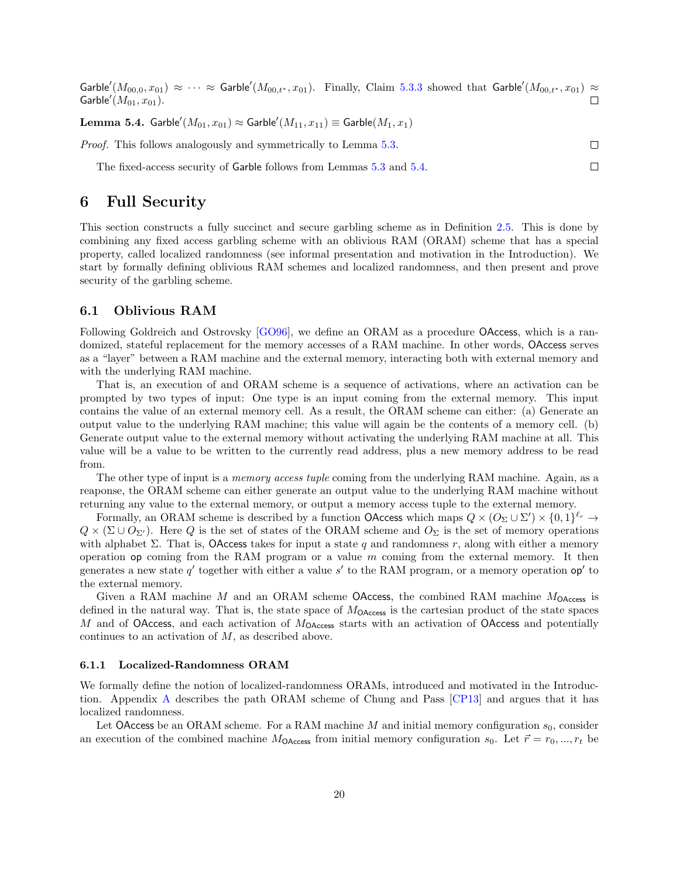$\mathsf{Garble}'(M_{00,0}, x_{01}) \approx \cdots \approx \mathsf{Garble}'(M_{00,t^*}, x_{01})$. Finally, Claim 5.3.3 showed that $\mathsf{Garble}'(M_{00,t^*}, x_{01}) \approx \mathsf{Garble}'(M_{01}, x_{01})$. □

**Lemma 5.4.** $\mathsf{Garble}'(M_{01}, x_{01}) \approx \mathsf{Garble}'(M_{11}, x_{11}) \equiv \mathsf{Garble}(M_1, x_1)$

*Proof.* This follows analogously and symmetrically to Lemma 5.3. □

The fixed-access security of Garble follows from Lemmas 5.3 and 5.4. □

# 6 Full Security

This section constructs a fully succinct and secure garbling scheme as in Definition 2.5. This is done by combining any fixed access garbling scheme with an oblivious RAM (ORAM) scheme that has a special property, called localized randomness (see informal presentation and motivation in the Introduction). We start by formally defining oblivious RAM schemes and localized randomness, and then present and prove security of the garbling scheme.

## 6.1 Oblivious RAM

Following Goldreich and Ostrovsky [GO96], we define an ORAM as a procedure OAccess, which is a randomized, stateful replacement for the memory accesses of a RAM machine. In other words, OAccess serves as a "layer" between a RAM machine and the external memory, interacting both with external memory and with the underlying RAM machine.

That is, an execution of and ORAM scheme is a sequence of activations, where an activation can be prompted by two types of input: One type is an input coming from the external memory. This input contains the value of an external memory cell. As a result, the ORAM scheme can either: (a) Generate an output value to the underlying RAM machine; this value will again be the contents of a memory cell. (b) Generate output value to the external memory without activating the underlying RAM machine at all. This value will be a value to be written to the currently read address, plus a new memory address to be read from.

The other type of input is a *memory access tuple* coming from the underlying RAM machine. Again, as a reaponse, the ORAM scheme can either generate an output value to the underlying RAM machine without returning any value to the external memory, or output a memory access tuple to the external memory.

Formally, an ORAM scheme is described by a function OAccess which maps $Q \times (O_\Sigma \cup \Sigma') \times \{0,1\}^{\ell_r} \rightarrow Q \times (\Sigma \cup O_{\Sigma'})$. Here $Q$ is the set of states of the ORAM scheme and $O_\Sigma$ is the set of memory operations with alphabet $\Sigma$. That is, OAccess takes for input a state $q$ and randomness $r$, along with either a memory operation $\mathsf{op}$ coming from the RAM program or a value $m$ coming from the external memory. It then generates a new state $q'$ together with either a value $s'$ to the RAM program, or a memory operation $\mathsf{op}'$ to the external memory.

Given a RAM machine $M$ and an ORAM scheme OAccess, the combined RAM machine $M_{\mathsf{OAccess}}$ is defined in the natural way. That is, the state space of $M_{\mathsf{OAccess}}$ is the cartesian product of the state spaces $M$ and of OAccess, and each activation of $M_{\mathsf{OAccess}}$ starts with an activation of OAccess and potentially continues to an activation of $M$, as described above.

### 6.1.1 Localized-Randomness ORAM

We formally define the notion of localized-randomness ORAMs, introduced and motivated in the Introduction. Appendix A describes the path ORAM scheme of Chung and Pass [CP13] and argues that it has localized randomness.

Let OAccess be an ORAM scheme. For a RAM machine $M$ and initial memory configuration $s_0$, consider an execution of the combined machine $M_{\mathsf{OAccess}}$ from initial memory configuration $s_0$. Let $\vec{r} = r_0, ..., r_t$ be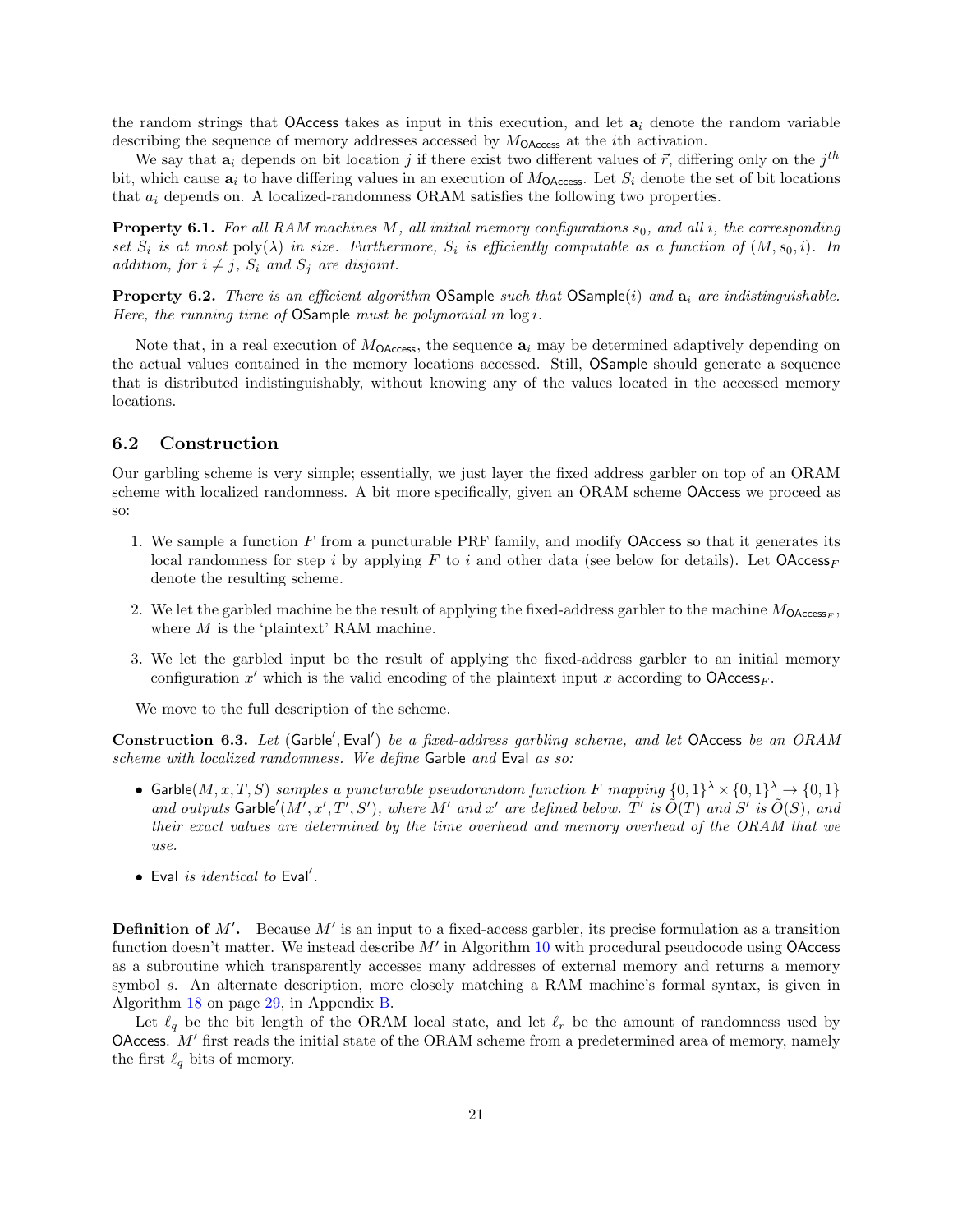the random strings that OAccess takes as input in this execution, and let $\mathbf{a}_i$ denote the random variable describing the sequence of memory addresses accessed by $M_{\mathsf{OAccess}}$ at the $i$th activation.

We say that $\mathbf{a}_i$ depends on bit location $j$ if there exist two different values of $\vec{r}$, differing only on the $j^{th}$ bit, which cause $\mathbf{a}_i$ to have differing values in an execution of $M_{\mathsf{OAccess}}$. Let $S_i$ denote the set of bit locations that $a_i$ depends on. A localized-randomness ORAM satisfies the following two properties.

**Property 6.1.** *For all RAM machines $M$, all initial memory configurations $s_0$, and all $i$, the corresponding set $S_i$ is at most* $\text{poly}(\lambda)$ *in size. Furthermore, $S_i$ is efficiently computable as a function of $(M, s_0, i)$. In addition, for $i \neq j$, $S_i$ and $S_j$ are disjoint.*

**Property 6.2.** *There is an efficient algorithm* OSample *such that* $\mathsf{OSample}(i)$ *and $\mathbf{a}_i$ are indistinguishable. Here, the running time of* OSample *must be polynomial in* $\log i$.

Note that, in a real execution of $M_{\mathsf{OAccess}}$, the sequence $\mathbf{a}_i$ may be determined adaptively depending on the actual values contained in the memory locations accessed. Still, OSample should generate a sequence that is distributed indistinguishably, without knowing any of the values located in the accessed memory locations.

## 6.2 Construction

Our garbling scheme is very simple; essentially, we just layer the fixed address garbler on top of an ORAM scheme with localized randomness. A bit more specifically, given an ORAM scheme OAccess we proceed as so:

1. We sample a function $F$ from a puncturable PRF family, and modify OAccess so that it generates its local randomness for step $i$ by applying $F$ to $i$ and other data (see below for details). Let $\mathsf{OAccess}_F$ denote the resulting scheme.
2. We let the garbled machine be the result of applying the fixed-address garbler to the machine $M_{\mathsf{OAccess}_F}$, where $M$ is the 'plaintext' RAM machine.
3. We let the garbled input be the result of applying the fixed-address garbler to an initial memory configuration $x'$ which is the valid encoding of the plaintext input $x$ according to $\mathsf{OAccess}_F$.

We move to the full description of the scheme.

**Construction 6.3.** *Let* $(\mathsf{Garble}', \mathsf{Eval}')$ *be a fixed-address garbling scheme, and let* OAccess *be an ORAM scheme with localized randomness. We define* Garble *and* Eval *as so:*

- $\mathsf{Garble}(M, x, T, S)$ *samples a puncturable pseudorandom function $F$ mapping* $\{0,1\}^\lambda \times \{0,1\}^\lambda \to \{0,1\}$ *and outputs* $\mathsf{Garble}'(M', x', T', S')$*, where $M'$ and $x'$ are defined below. $T'$ is $\tilde{O}(T)$ and $S'$ is $\tilde{O}(S)$, and their exact values are determined by the time overhead and memory overhead of the ORAM that we use.*
- Eval *is identical to* $\mathsf{Eval}'$.

**Definition of $M'$.** Because $M'$ is an input to a fixed-access garbler, its precise formulation as a transition function doesn't matter. We instead describe $M'$ in Algorithm 10 with procedural pseudocode using OAccess as a subroutine which transparently accesses many addresses of external memory and returns a memory symbol $s$. An alternate description, more closely matching a RAM machine's formal syntax, is given in Algorithm 18 on page 29, in Appendix B.

Let $\ell_q$ be the bit length of the ORAM local state, and let $\ell_r$ be the amount of randomness used by OAccess. $M'$ first reads the initial state of the ORAM scheme from a predetermined area of memory, namely the first $\ell_q$ bits of memory.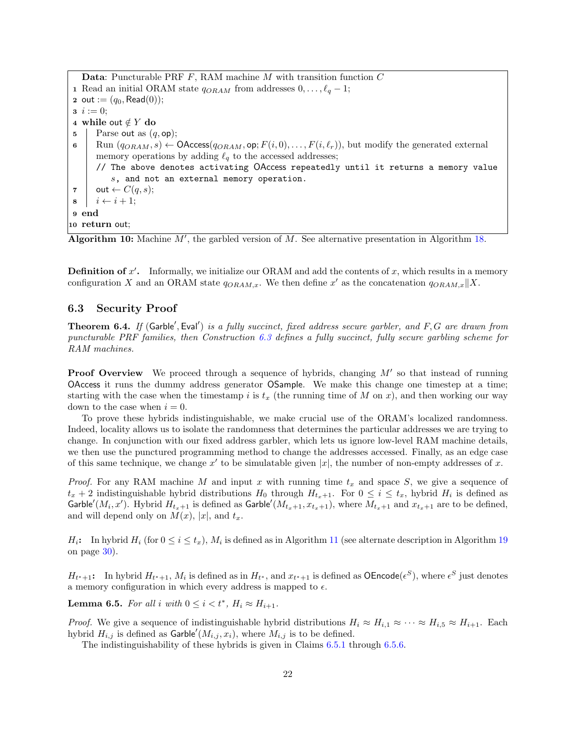```
  Data: Puncturable PRF F, RAM machine M with transition function C
1 Read an initial ORAM state q_ORAM from addresses 0, ..., ℓ_q − 1;
2 out := (q_0, Read(0));
3 i := 0;
4 while out ∉ Y do
5 |   Parse out as (q, op);
6 |   Run (q_ORAM, s) ← OAccess(q_ORAM, op; F(i, 0), ..., F(i, ℓ_r)), but modify the generated external
  |   memory operations by adding ℓ_q to the accessed addresses;
  |   // The above denotes activating OAccess repeatedly until it returns a memory value
  |      s, and not an external memory operation.
7 |   out ← C(q, s);
8 |   i ← i + 1;
9 end
10 return out;
```

**Algorithm 10:** Machine $M'$, the garbled version of $M$. See alternative presentation in Algorithm 18.

**Definition of $x'$.** Informally, we initialize our ORAM and add the contents of $x$, which results in a memory configuration $X$ and an ORAM state $q_{ORAM,x}$. We then define $x'$ as the concatenation $q_{ORAM,x} \| X$.

## 6.3 Security Proof

**Theorem 6.4.** *If* $(\mathsf{Garble}', \mathsf{Eval}')$ *is a fully succinct, fixed address secure garbler, and* $F, G$ *are drawn from puncturable PRF families, then Construction 6.3 defines a fully succinct, fully secure garbling scheme for RAM machines.*

**Proof Overview** We proceed through a sequence of hybrids, changing $M'$ so that instead of running $\mathsf{OAccess}$ it runs the dummy address generator $\mathsf{OSample}$. We make this change one timestep at a time; starting with the case when the timestamp $i$ is $t_x$ (the running time of $M$ on $x$), and then working our way down to the case when $i = 0$.

To prove these hybrids indistinguishable, we make crucial use of the ORAM's localized randomness. Indeed, locality allows us to isolate the randomness that determines the particular addresses we are trying to change. In conjunction with our fixed address garbler, which lets us ignore low-level RAM machine details, we then use the punctured programming method to change the addresses accessed. Finally, as an edge case of this same technique, we change $x'$ to be simulatable given $|x|$, the number of non-empty addresses of $x$.

*Proof.* For any RAM machine $M$ and input $x$ with running time $t_x$ and space $S$, we give a sequence of $t_x + 2$ indistinguishable hybrid distributions $H_0$ through $H_{t_x+1}$. For $0 \le i \le t_x$, hybrid $H_i$ is defined as $\mathsf{Garble}'(M_i, x')$. Hybrid $H_{t_x+1}$ is defined as $\mathsf{Garble}'(M_{t_x+1}, x_{t_x+1})$, where $M_{t_x+1}$ and $x_{t_x+1}$ are to be defined, and will depend only on $M(x)$, $|x|$, and $t_x$.

$H_i$**:** In hybrid $H_i$ (for $0 \le i \le t_x$), $M_i$ is defined as in Algorithm 11 (see alternate description in Algorithm 19 on page 30).

$H_{t^*+1}$**:** In hybrid $H_{t^*+1}$, $M_i$ is defined as in $H_{t^*}$, and $x_{t^*+1}$ is defined as $\mathsf{OEncode}(\epsilon^S)$, where $\epsilon^S$ just denotes a memory configuration in which every address is mapped to $\epsilon$.

**Lemma 6.5.** *For all* $i$ *with* $0 \le i < t^*$, $H_i \approx H_{i+1}$.

*Proof.* We give a sequence of indistinguishable hybrid distributions $H_i \approx H_{i,1} \approx \cdots \approx H_{i,5} \approx H_{i+1}$. Each hybrid $H_{i,j}$ is defined as $\mathsf{Garble}'(M_{i,j}, x_i)$, where $M_{i,j}$ is to be defined.

The indistinguishability of these hybrids is given in Claims 6.5.1 through 6.5.6.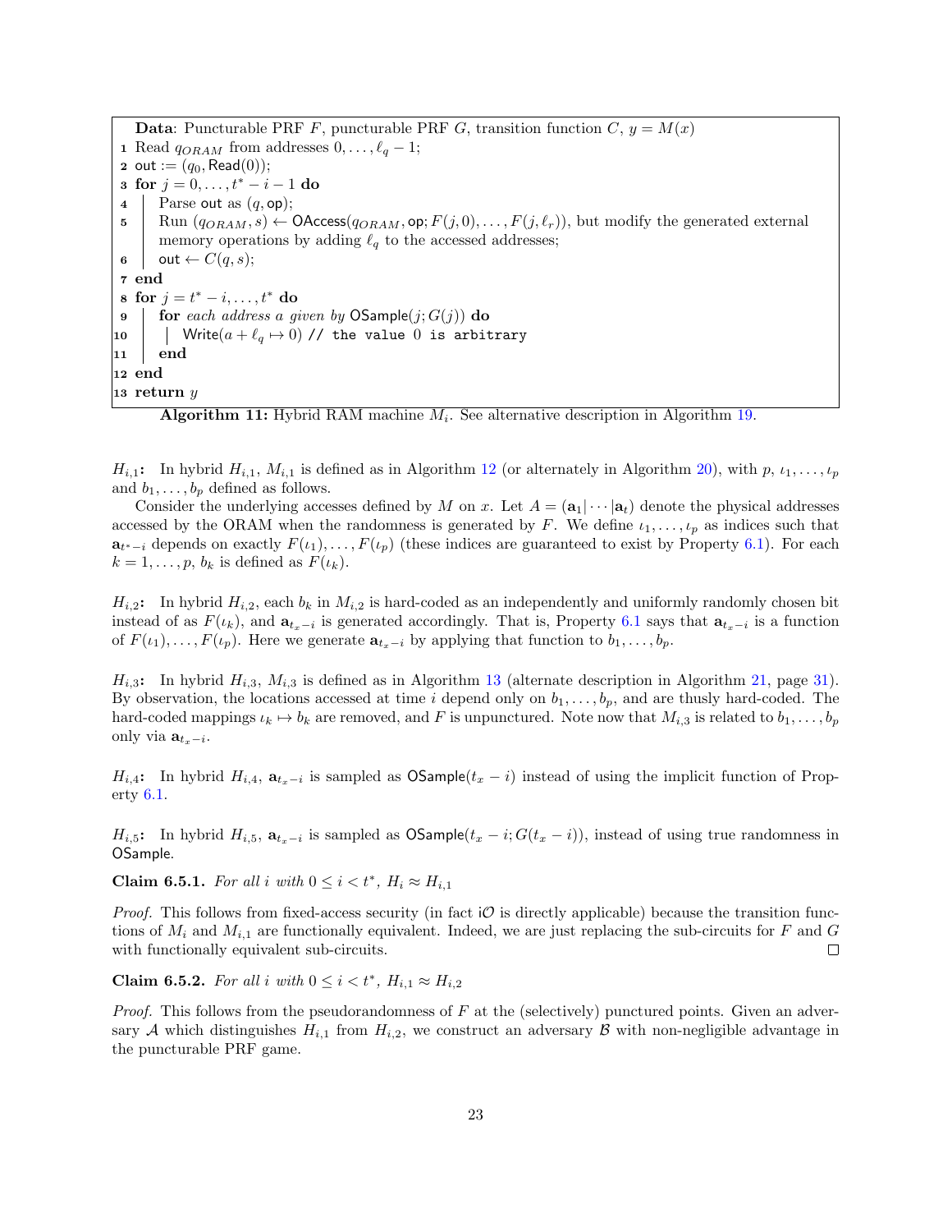```
Data: Puncturable PRF F, puncturable PRF G, transition function C, y = M(x)
1  Read q_ORAM from addresses 0, ..., ℓ_q − 1;
2  out := (q_0, Read(0));
3  for j = 0, ..., t* − i − 1 do
4  |   Parse out as (q, op);
5  |   Run (q_ORAM, s) ← OAccess(q_ORAM, op; F(j, 0), ..., F(j, ℓ_r)), but modify the generated external
   |   memory operations by adding ℓ_q to the accessed addresses;
6  |   out ← C(q, s);
7  end
8  for j = t* − i, ..., t* do
9  |   for each address a given by OSample(j; G(j)) do
10 |   |   Write(a + ℓ_q ↦ 0) // the value 0 is arbitrary
11 |   end
12 end
13 return y
```

**Algorithm 11:** Hybrid RAM machine $M_i$. See alternative description in Algorithm 19.

$H_{i,1}$**:** In hybrid $H_{i,1}$, $M_{i,1}$ is defined as in Algorithm 12 (or alternately in Algorithm 20), with $p$, $\iota_1, \dots, \iota_p$ and $b_1, \dots, b_p$ defined as follows.

Consider the underlying accesses defined by $M$ on $x$. Let $A = (\mathbf{a}_1 | \cdots | \mathbf{a}_t)$ denote the physical addresses accessed by the ORAM when the randomness is generated by $F$. We define $\iota_1, \dots, \iota_p$ as indices such that $\mathbf{a}_{t^*-i}$ depends on exactly $F(\iota_1), \dots, F(\iota_p)$ (these indices are guaranteed to exist by Property 6.1). For each $k = 1, \dots, p$, $b_k$ is defined as $F(\iota_k)$.

$H_{i,2}$**:** In hybrid $H_{i,2}$, each $b_k$ in $M_{i,2}$ is hard-coded as an independently and uniformly randomly chosen bit instead of as $F(\iota_k)$, and $\mathbf{a}_{t_x-i}$ is generated accordingly. That is, Property 6.1 says that $\mathbf{a}_{t_x-i}$ is a function of $F(\iota_1), \dots, F(\iota_p)$. Here we generate $\mathbf{a}_{t_x-i}$ by applying that function to $b_1, \dots, b_p$.

$H_{i,3}$**:** In hybrid $H_{i,3}$, $M_{i,3}$ is defined as in Algorithm 13 (alternate description in Algorithm 21, page 31). By observation, the locations accessed at time $i$ depend only on $b_1, \dots, b_p$, and are thusly hard-coded. The hard-coded mappings $\iota_k \mapsto b_k$ are removed, and $F$ is unpunctured. Note now that $M_{i,3}$ is related to $b_1, \dots, b_p$ only via $\mathbf{a}_{t_x-i}$.

$H_{i,4}$**:** In hybrid $H_{i,4}$, $\mathbf{a}_{t_x-i}$ is sampled as $\mathsf{OSample}(t_x - i)$ instead of using the implicit function of Property 6.1.

$H_{i,5}$**:** In hybrid $H_{i,5}$, $\mathbf{a}_{t_x-i}$ is sampled as $\mathsf{OSample}(t_x - i; G(t_x - i))$, instead of using true randomness in $\mathsf{OSample}$.

**Claim 6.5.1.** *For all $i$ with $0 \le i < t^*$, $H_i \approx H_{i,1}$*

*Proof.* This follows from fixed-access security (in fact $i\mathcal{O}$ is directly applicable) because the transition functions of $M_i$ and $M_{i,1}$ are functionally equivalent. Indeed, we are just replacing the sub-circuits for $F$ and $G$ with functionally equivalent sub-circuits. □

**Claim 6.5.2.** *For all $i$ with $0 \le i < t^*$, $H_{i,1} \approx H_{i,2}$*

*Proof.* This follows from the pseudorandomness of $F$ at the (selectively) punctured points. Given an adversary $\mathcal{A}$ which distinguishes $H_{i,1}$ from $H_{i,2}$, we construct an adversary $\mathcal{B}$ with non-negligible advantage in the puncturable PRF game.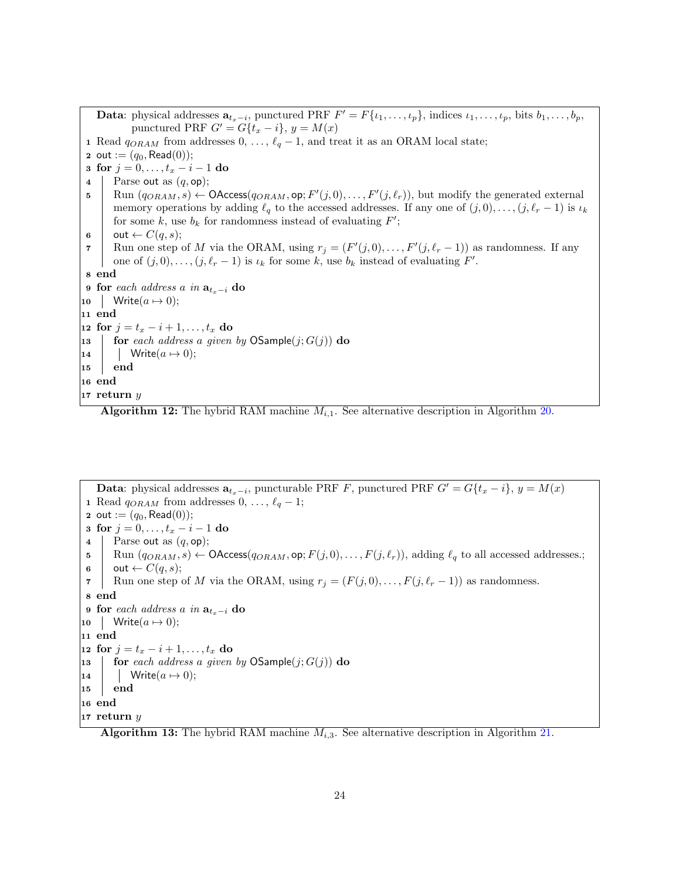```
Data: physical addresses a_{t_x−i}, punctured PRF F′ = F{ι_1, ..., ι_p}, indices ι_1, ..., ι_p, bits b_1, ..., b_p,
      punctured PRF G′ = G{t_x − i}, y = M(x)
 1  Read q_ORAM from addresses 0, ..., ℓ_q − 1, and treat it as an ORAM local state;
 2  out := (q_0, Read(0));
 3  for j = 0, ..., t_x − i − 1 do
 4  |   Parse out as (q, op);
 5  |   Run (q_ORAM, s) ← OAccess(q_ORAM, op; F′(j, 0), ..., F′(j, ℓ_r)), but modify the generated external
    |   memory operations by adding ℓ_q to the accessed addresses. If any one of (j, 0), ..., (j, ℓ_r − 1) is ι_k
    |   for some k, use b_k for randomness instead of evaluating F′;
 6  |   out ← C(q, s);
 7  |   Run one step of M via the ORAM, using r_j = (F′(j, 0), ..., F′(j, ℓ_r − 1)) as randomness. If any
    |   one of (j, 0), ..., (j, ℓ_r − 1) is ι_k for some k, use b_k instead of evaluating F′.
 8  end
 9  for each address a in a_{t_x−i} do
10  |   Write(a ↦ 0);
11  end
12  for j = t_x − i + 1, ..., t_x do
13  |   for each address a given by OSample(j; G(j)) do
14  |   |   Write(a ↦ 0);
15  |   end
16  end
17  return y
```

**Algorithm 12:** The hybrid RAM machine $M_{i,1}$. See alternative description in Algorithm 20.

```
Data: physical addresses a_{t_x−i}, puncturable PRF F, punctured PRF G′ = G{t_x − i}, y = M(x)
 1  Read q_ORAM from addresses 0, ..., ℓ_q − 1;
 2  out := (q_0, Read(0));
 3  for j = 0, ..., t_x − i − 1 do
 4  |   Parse out as (q, op);
 5  |   Run (q_ORAM, s) ← OAccess(q_ORAM, op; F(j, 0), ..., F(j, ℓ_r)), adding ℓ_q to all accessed addresses.;
 6  |   out ← C(q, s);
 7  |   Run one step of M via the ORAM, using r_j = (F(j, 0), ..., F(j, ℓ_r − 1)) as randomness.
 8  end
 9  for each address a in a_{t_x−i} do
10  |   Write(a ↦ 0);
11  end
12  for j = t_x − i + 1, ..., t_x do
13  |   for each address a given by OSample(j; G(j)) do
14  |   |   Write(a ↦ 0);
15  |   end
16  end
17  return y
```

**Algorithm 13:** The hybrid RAM machine $M_{i,3}$. See alternative description in Algorithm 21.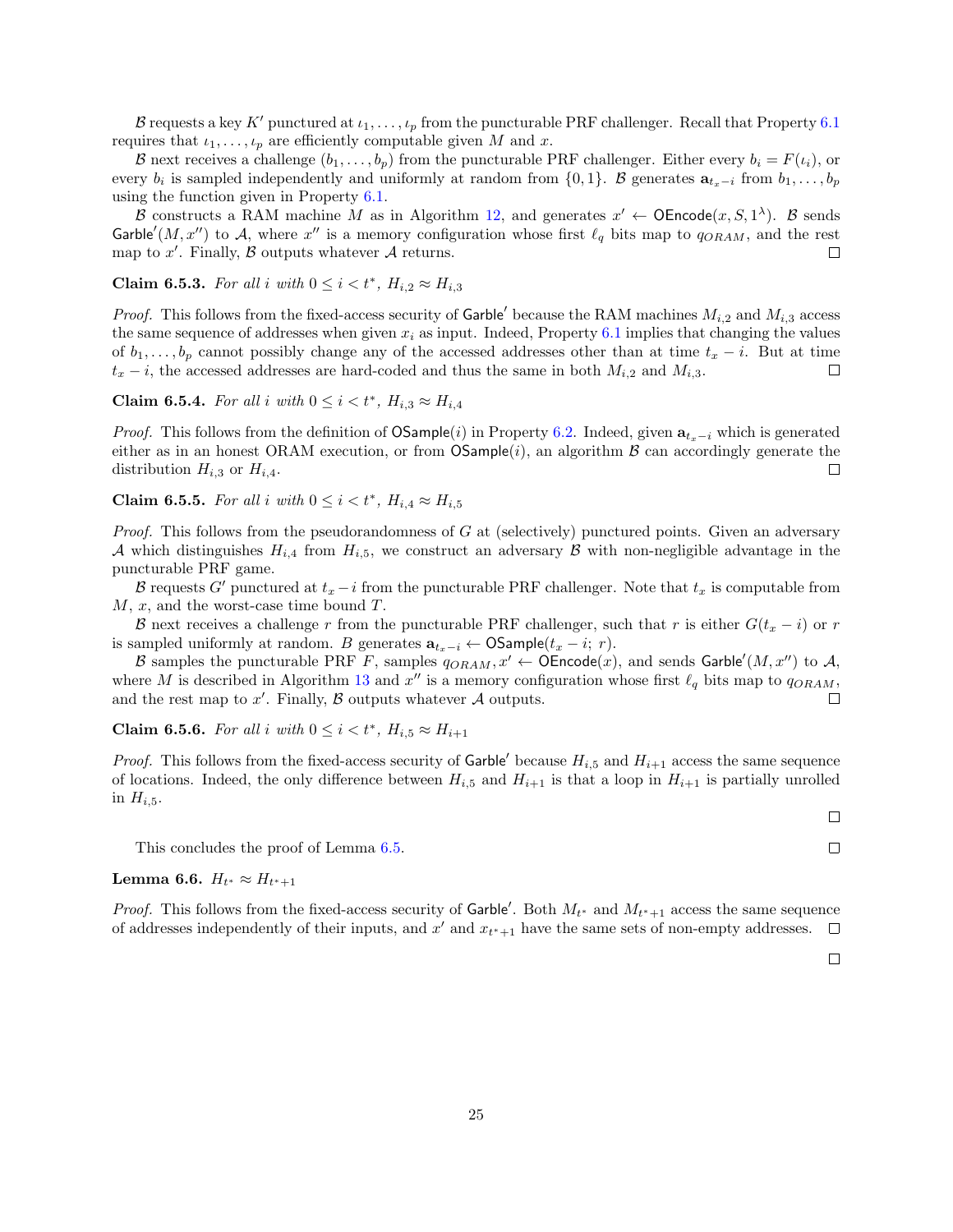$\mathcal{B}$ requests a key $K'$ punctured at $\iota_1, \ldots, \iota_p$ from the puncturable PRF challenger. Recall that Property 6.1 requires that $\iota_1, \ldots, \iota_p$ are efficiently computable given $M$ and $x$.

$\mathcal{B}$ next receives a challenge $(b_1, \ldots, b_p)$ from the puncturable PRF challenger. Either every $b_i = F(\iota_i)$, or every $b_i$ is sampled independently and uniformly at random from $\{0,1\}$. $\mathcal{B}$ generates $\mathbf{a}_{t_x-i}$ from $b_1, \ldots, b_p$ using the function given in Property 6.1.

$\mathcal{B}$ constructs a RAM machine $M$ as in Algorithm 12, and generates $x' \leftarrow \mathsf{OEncode}(x, S, 1^\lambda)$. $\mathcal{B}$ sends $\mathsf{Garble}'(M, x'')$ to $\mathcal{A}$, where $x''$ is a memory configuration whose first $\ell_q$ bits map to $q_{ORAM}$, and the rest map to $x'$. Finally, $\mathcal{B}$ outputs whatever $\mathcal{A}$ returns. □

**Claim 6.5.3.** *For all $i$ with $0 \le i < t^*$, $H_{i,2} \approx H_{i,3}$*

*Proof.* This follows from the fixed-access security of $\mathsf{Garble}'$ because the RAM machines $M_{i,2}$ and $M_{i,3}$ access the same sequence of addresses when given $x_i$ as input. Indeed, Property 6.1 implies that changing the values of $b_1, \ldots, b_p$ cannot possibly change any of the accessed addresses other than at time $t_x - i$. But at time $t_x - i$, the accessed addresses are hard-coded and thus the same in both $M_{i,2}$ and $M_{i,3}$. □

**Claim 6.5.4.** *For all $i$ with $0 \le i < t^*$, $H_{i,3} \approx H_{i,4}$*

*Proof.* This follows from the definition of $\mathsf{OSample}(i)$ in Property 6.2. Indeed, given $\mathbf{a}_{t_x-i}$ which is generated either as in an honest ORAM execution, or from $\mathsf{OSample}(i)$, an algorithm $\mathcal{B}$ can accordingly generate the distribution $H_{i,3}$ or $H_{i,4}$. □

**Claim 6.5.5.** *For all $i$ with $0 \le i < t^*$, $H_{i,4} \approx H_{i,5}$*

*Proof.* This follows from the pseudorandomness of $G$ at (selectively) punctured points. Given an adversary $\mathcal{A}$ which distinguishes $H_{i,4}$ from $H_{i,5}$, we construct an adversary $\mathcal{B}$ with non-negligible advantage in the puncturable PRF game.

$\mathcal{B}$ requests $G'$ punctured at $t_x - i$ from the puncturable PRF challenger. Note that $t_x$ is computable from $M$, $x$, and the worst-case time bound $T$.

$\mathcal{B}$ next receives a challenge $r$ from the puncturable PRF challenger, such that $r$ is either $G(t_x - i)$ or $r$ is sampled uniformly at random. $B$ generates $\mathbf{a}_{t_x-i} \leftarrow \mathsf{OSample}(t_x - i;\ r)$.

$\mathcal{B}$ samples the puncturable PRF $F$, samples $q_{ORAM}, x' \leftarrow \mathsf{OEncode}(x)$, and sends $\mathsf{Garble}'(M, x'')$ to $\mathcal{A}$, where $M$ is described in Algorithm 13 and $x''$ is a memory configuration whose first $\ell_q$ bits map to $q_{ORAM}$, and the rest map to $x'$. Finally, $\mathcal{B}$ outputs whatever $\mathcal{A}$ outputs. □

**Claim 6.5.6.** *For all $i$ with $0 \le i < t^*$, $H_{i,5} \approx H_{i+1}$*

*Proof.* This follows from the fixed-access security of $\mathsf{Garble}'$ because $H_{i,5}$ and $H_{i+1}$ access the same sequence of locations. Indeed, the only difference between $H_{i,5}$ and $H_{i+1}$ is that a loop in $H_{i+1}$ is partially unrolled in $H_{i,5}$.

□

This concludes the proof of Lemma 6.5. □

**Lemma 6.6.** $H_{t^*} \approx H_{t^*+1}$

*Proof.* This follows from the fixed-access security of $\mathsf{Garble}'$. Both $M_{t^*}$ and $M_{t^*+1}$ access the same sequence of addresses independently of their inputs, and $x'$ and $x_{t^*+1}$ have the same sets of non-empty addresses. □

□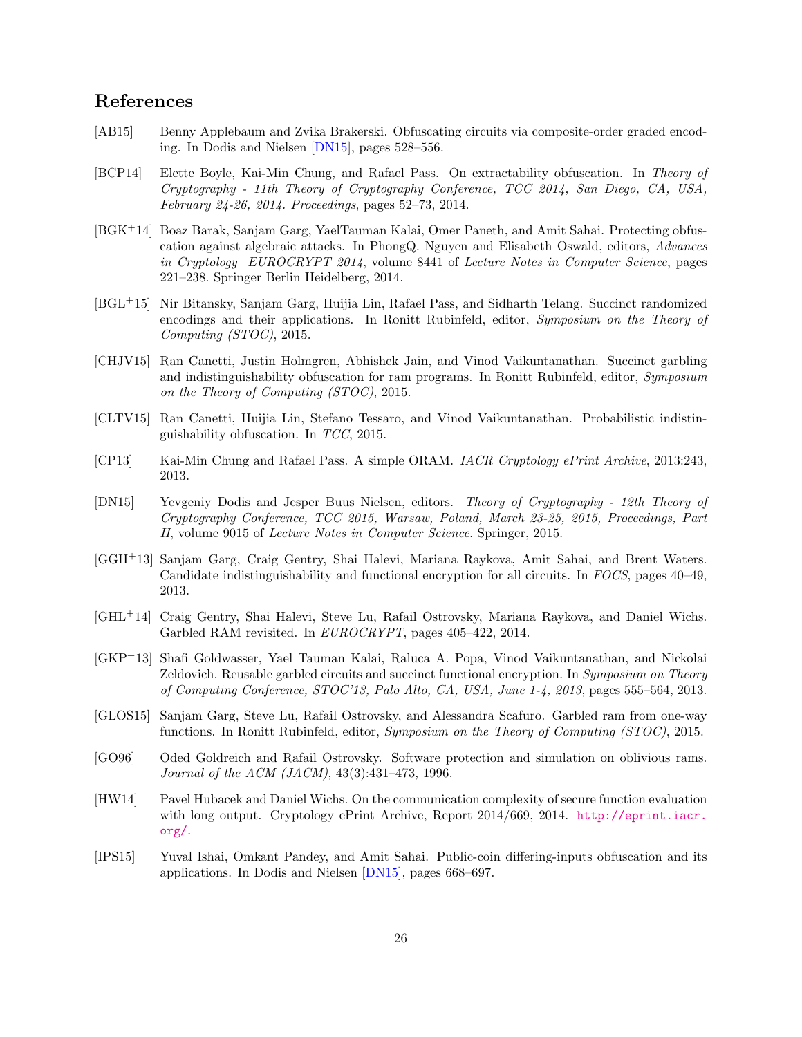# References

[AB15] Benny Applebaum and Zvika Brakerski. Obfuscating circuits via composite-order graded encoding. In Dodis and Nielsen [DN15], pages 528–556.

[BCP14] Elette Boyle, Kai-Min Chung, and Rafael Pass. On extractability obfuscation. In *Theory of Cryptography - 11th Theory of Cryptography Conference, TCC 2014, San Diego, CA, USA, February 24-26, 2014. Proceedings*, pages 52–73, 2014.

[BGK+14] Boaz Barak, Sanjam Garg, YaelTauman Kalai, Omer Paneth, and Amit Sahai. Protecting obfuscation against algebraic attacks. In PhongQ. Nguyen and Elisabeth Oswald, editors, *Advances in Cryptology EUROCRYPT 2014*, volume 8441 of *Lecture Notes in Computer Science*, pages 221–238. Springer Berlin Heidelberg, 2014.

[BGL+15] Nir Bitansky, Sanjam Garg, Huijia Lin, Rafael Pass, and Sidharth Telang. Succinct randomized encodings and their applications. In Ronitt Rubinfeld, editor, *Symposium on the Theory of Computing (STOC)*, 2015.

[CHJV15] Ran Canetti, Justin Holmgren, Abhishek Jain, and Vinod Vaikuntanathan. Succinct garbling and indistinguishability obfuscation for ram programs. In Ronitt Rubinfeld, editor, *Symposium on the Theory of Computing (STOC)*, 2015.

[CLTV15] Ran Canetti, Huijia Lin, Stefano Tessaro, and Vinod Vaikuntanathan. Probabilistic indistinguishability obfuscation. In *TCC*, 2015.

[CP13] Kai-Min Chung and Rafael Pass. A simple ORAM. *IACR Cryptology ePrint Archive*, 2013:243, 2013.

[DN15] Yevgeniy Dodis and Jesper Buus Nielsen, editors. *Theory of Cryptography - 12th Theory of Cryptography Conference, TCC 2015, Warsaw, Poland, March 23-25, 2015, Proceedings, Part II*, volume 9015 of *Lecture Notes in Computer Science*. Springer, 2015.

[GGH+13] Sanjam Garg, Craig Gentry, Shai Halevi, Mariana Raykova, Amit Sahai, and Brent Waters. Candidate indistinguishability and functional encryption for all circuits. In *FOCS*, pages 40–49, 2013.

[GHL+14] Craig Gentry, Shai Halevi, Steve Lu, Rafail Ostrovsky, Mariana Raykova, and Daniel Wichs. Garbled RAM revisited. In *EUROCRYPT*, pages 405–422, 2014.

[GKP+13] Shafi Goldwasser, Yael Tauman Kalai, Raluca A. Popa, Vinod Vaikuntanathan, and Nickolai Zeldovich. Reusable garbled circuits and succinct functional encryption. In *Symposium on Theory of Computing Conference, STOC'13, Palo Alto, CA, USA, June 1-4, 2013*, pages 555–564, 2013.

[GLOS15] Sanjam Garg, Steve Lu, Rafail Ostrovsky, and Alessandra Scafuro. Garbled ram from one-way functions. In Ronitt Rubinfeld, editor, *Symposium on the Theory of Computing (STOC)*, 2015.

[GO96] Oded Goldreich and Rafail Ostrovsky. Software protection and simulation on oblivious rams. *Journal of the ACM (JACM)*, 43(3):431–473, 1996.

[HW14] Pavel Hubacek and Daniel Wichs. On the communication complexity of secure function evaluation with long output. Cryptology ePrint Archive, Report 2014/669, 2014. http://eprint.iacr.org/.

[IPS15] Yuval Ishai, Omkant Pandey, and Amit Sahai. Public-coin differing-inputs obfuscation and its applications. In Dodis and Nielsen [DN15], pages 668–697.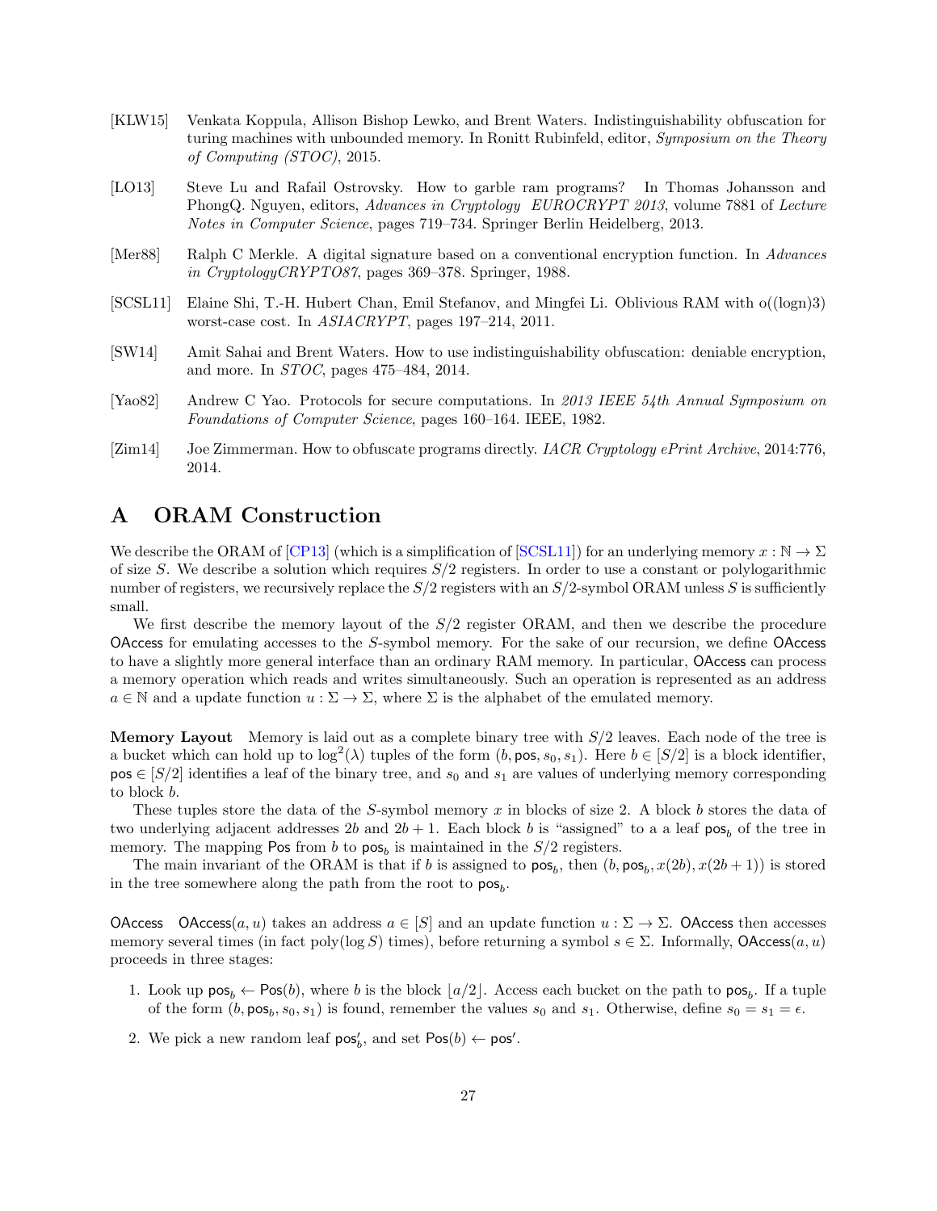[KLW15] Venkata Koppula, Allison Bishop Lewko, and Brent Waters. Indistinguishability obfuscation for turing machines with unbounded memory. In Ronitt Rubinfeld, editor, *Symposium on the Theory of Computing (STOC)*, 2015.

[LO13] Steve Lu and Rafail Ostrovsky. How to garble ram programs? In Thomas Johansson and PhongQ. Nguyen, editors, *Advances in Cryptology EUROCRYPT 2013*, volume 7881 of *Lecture Notes in Computer Science*, pages 719–734. Springer Berlin Heidelberg, 2013.

[Mer88] Ralph C Merkle. A digital signature based on a conventional encryption function. In *Advances in CryptologyCRYPTO87*, pages 369–378. Springer, 1988.

[SCSL11] Elaine Shi, T.-H. Hubert Chan, Emil Stefanov, and Mingfei Li. Oblivious RAM with o((logn)3) worst-case cost. In *ASIACRYPT*, pages 197–214, 2011.

[SW14] Amit Sahai and Brent Waters. How to use indistinguishability obfuscation: deniable encryption, and more. In *STOC*, pages 475–484, 2014.

[Yao82] Andrew C Yao. Protocols for secure computations. In *2013 IEEE 54th Annual Symposium on Foundations of Computer Science*, pages 160–164. IEEE, 1982.

[Zim14] Joe Zimmerman. How to obfuscate programs directly. *IACR Cryptology ePrint Archive*, 2014:776, 2014.

# A ORAM Construction

We describe the ORAM of [CP13] (which is a simplification of [SCSL11]) for an underlying memory $x : \mathbb{N} \to \Sigma$ of size $S$. We describe a solution which requires $S/2$ registers. In order to use a constant or polylogarithmic number of registers, we recursively replace the $S/2$ registers with an $S/2$-symbol ORAM unless $S$ is sufficiently small.

We first describe the memory layout of the $S/2$ register ORAM, and then we describe the procedure $\mathsf{OAccess}$ for emulating accesses to the $S$-symbol memory. For the sake of our recursion, we define $\mathsf{OAccess}$ to have a slightly more general interface than an ordinary RAM memory. In particular, $\mathsf{OAccess}$ can process a memory operation which reads and writes simultaneously. Such an operation is represented as an address $a \in \mathbb{N}$ and a update function $u : \Sigma \to \Sigma$, where $\Sigma$ is the alphabet of the emulated memory.

**Memory Layout** Memory is laid out as a complete binary tree with $S/2$ leaves. Each node of the tree is a bucket which can hold up to $\log^2(\lambda)$ tuples of the form $(b, \mathsf{pos}, s_0, s_1)$. Here $b \in [S/2]$ is a block identifier, $\mathsf{pos} \in [S/2]$ identifies a leaf of the binary tree, and $s_0$ and $s_1$ are values of underlying memory corresponding to block $b$.

These tuples store the data of the $S$-symbol memory $x$ in blocks of size 2. A block $b$ stores the data of two underlying adjacent addresses $2b$ and $2b+1$. Each block $b$ is "assigned" to a a leaf $\mathsf{pos}_b$ of the tree in memory. The mapping $\mathsf{Pos}$ from $b$ to $\mathsf{pos}_b$ is maintained in the $S/2$ registers.

The main invariant of the ORAM is that if $b$ is assigned to $\mathsf{pos}_b$, then $(b, \mathsf{pos}_b, x(2b), x(2b+1))$ is stored in the tree somewhere along the path from the root to $\mathsf{pos}_b$.

$\mathsf{OAccess}$ $\mathsf{OAccess}(a, u)$ takes an address $a \in [S]$ and an update function $u : \Sigma \to \Sigma$. $\mathsf{OAccess}$ then accesses memory several times (in fact $\mathrm{poly}(\log S)$ times), before returning a symbol $s \in \Sigma$. Informally, $\mathsf{OAccess}(a, u)$ proceeds in three stages:

1. Look up $\mathsf{pos}_b \leftarrow \mathsf{Pos}(b)$, where $b$ is the block $\lfloor a/2 \rfloor$. Access each bucket on the path to $\mathsf{pos}_b$. If a tuple of the form $(b, \mathsf{pos}_b, s_0, s_1)$ is found, remember the values $s_0$ and $s_1$. Otherwise, define $s_0 = s_1 = \epsilon$.
2. We pick a new random leaf $\mathsf{pos}'_b$, and set $\mathsf{Pos}(b) \leftarrow \mathsf{pos}'$.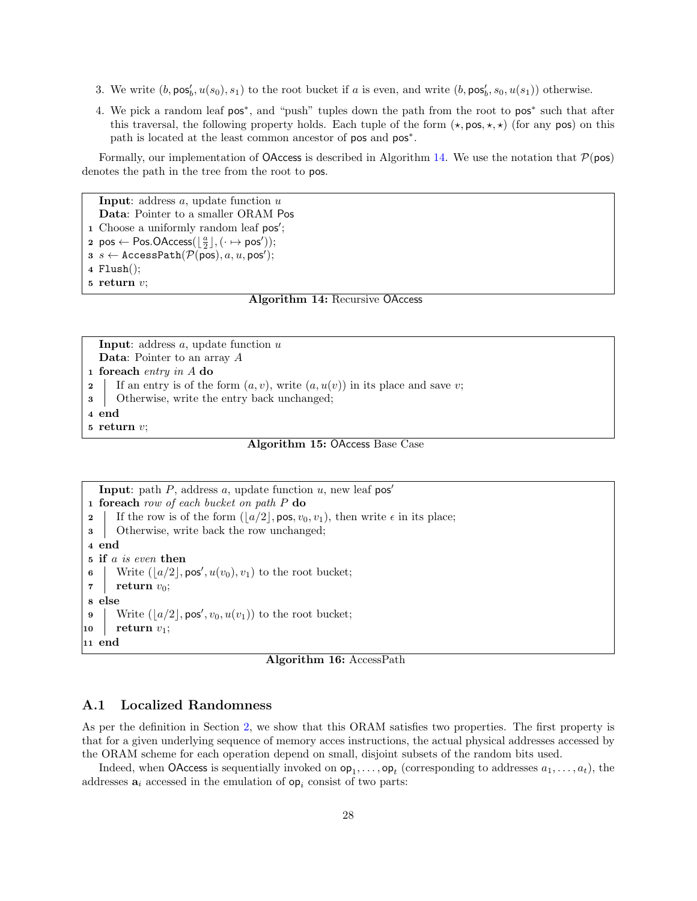3. We write $(b, \mathsf{pos}'_b, u(s_0), s_1)$ to the root bucket if $a$ is even, and write $(b, \mathsf{pos}'_b, s_0, u(s_1))$ otherwise.

4. We pick a random leaf $\mathsf{pos}^*$, and "push" tuples down the path from the root to $\mathsf{pos}^*$ such that after this traversal, the following property holds. Each tuple of the form $(\star, \mathsf{pos}, \star, \star)$ (for any $\mathsf{pos}$) on this path is located at the least common ancestor of $\mathsf{pos}$ and $\mathsf{pos}^*$.

Formally, our implementation of OAccess is described in Algorithm 14. We use the notation that $\mathcal{P}(\mathsf{pos})$ denotes the path in the tree from the root to $\mathsf{pos}$.

```
  Input: address a, update function u
  Data: Pointer to a smaller ORAM Pos
1 Choose a uniformly random leaf pos';
2 pos ← Pos.OAccess(⌊a/2⌋, (· ↦ pos'));
3 s ← AccessPath(P(pos), a, u, pos');
4 Flush();
5 return v;
```

**Algorithm 14:** Recursive OAccess

```
  Input: address a, update function u
  Data: Pointer to an array A
1 foreach entry in A do
2   | If an entry is of the form (a, v), write (a, u(v)) in its place and save v;
3   | Otherwise, write the entry back unchanged;
4 end
5 return v;
```

**Algorithm 15:** OAccess Base Case

```
  Input: path P, address a, update function u, new leaf pos'
1 foreach row of each bucket on path P do
2   | If the row is of the form (⌊a/2⌋, pos, v0, v1), then write ε in its place;
3   | Otherwise, write back the row unchanged;
4 end
5 if a is even then
6   | Write (⌊a/2⌋, pos', u(v0), v1) to the root bucket;
7   | return v0;
8 else
9   | Write (⌊a/2⌋, pos', v0, u(v1)) to the root bucket;
10  | return v1;
11 end
```

**Algorithm 16:** AccessPath

## A.1 Localized Randomness

As per the definition in Section 2, we show that this ORAM satisfies two properties. The first property is that for a given underlying sequence of memory acces instructions, the actual physical addresses accessed by the ORAM scheme for each operation depend on small, disjoint subsets of the random bits used.

Indeed, when OAccess is sequentially invoked on $\mathsf{op}_1, \ldots, \mathsf{op}_t$ (corresponding to addresses $a_1, \ldots, a_t$), the addresses $\mathbf{a}_i$ accessed in the emulation of $\mathsf{op}_i$ consist of two parts: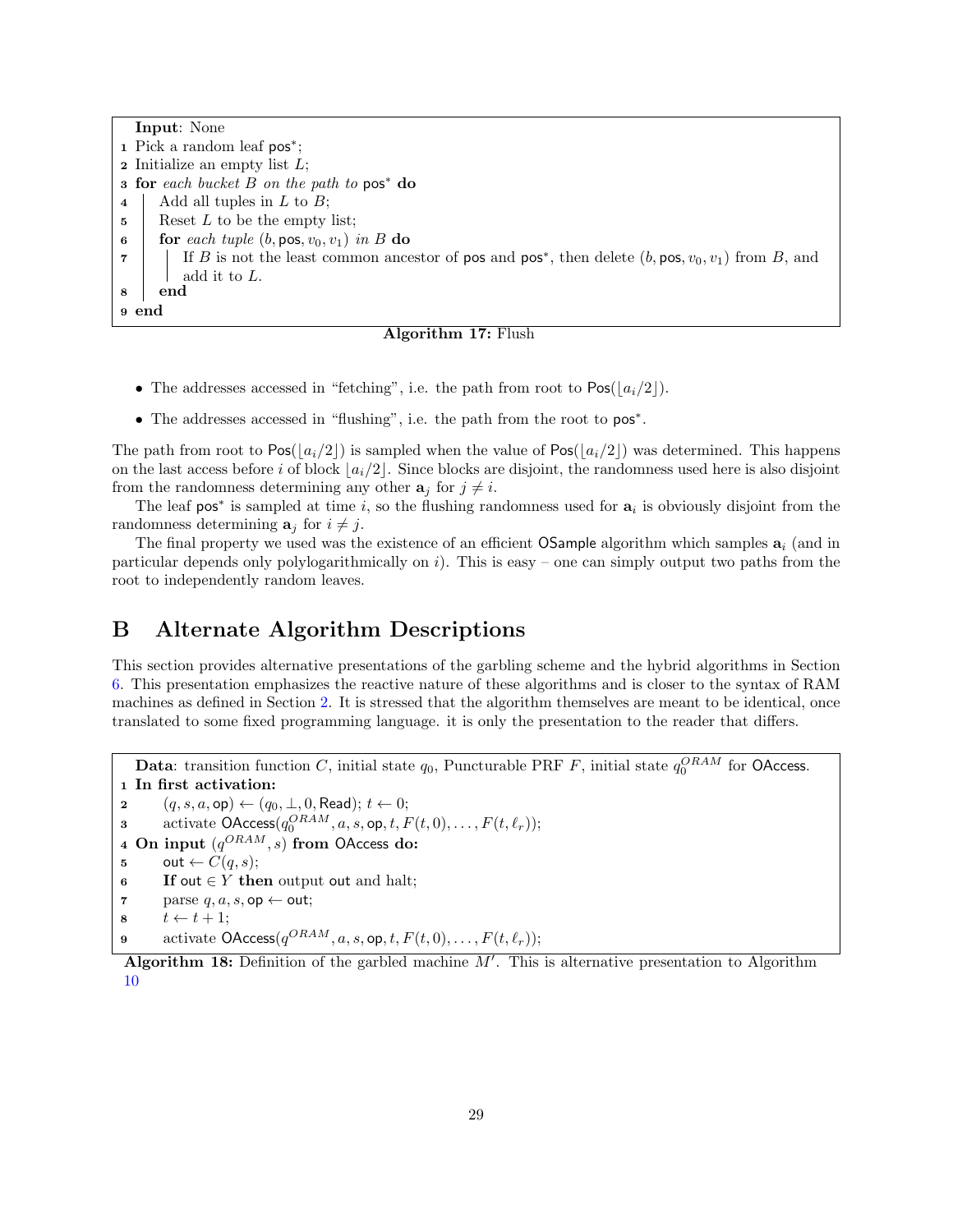```
Input: None
1 Pick a random leaf pos*;
2 Initialize an empty list L;
3 for each bucket B on the path to pos* do
4     Add all tuples in L to B;
5     Reset L to be the empty list;
6     for each tuple (b, pos, v_0, v_1) in B do
7         If B is not the least common ancestor of pos and pos*, then delete (b, pos, v_0, v_1) from B, and
          add it to L.
8     end
9 end
```

**Algorithm 17:** Flush

- The addresses accessed in "fetching", i.e. the path from root to $\mathsf{Pos}(\lfloor a_i/2 \rfloor)$.
- The addresses accessed in "flushing", i.e. the path from the root to $\mathsf{pos}^*$.

The path from root to $\mathsf{Pos}(\lfloor a_i/2 \rfloor)$ is sampled when the value of $\mathsf{Pos}(\lfloor a_i/2 \rfloor)$ was determined. This happens on the last access before $i$ of block $\lfloor a_i/2 \rfloor$. Since blocks are disjoint, the randomness used here is also disjoint from the randomness determining any other $\mathbf{a}_j$ for $j \neq i$.

The leaf $\mathsf{pos}^*$ is sampled at time $i$, so the flushing randomness used for $\mathbf{a}_i$ is obviously disjoint from the randomness determining $\mathbf{a}_j$ for $i \neq j$.

The final property we used was the existence of an efficient $\mathsf{OSample}$ algorithm which samples $\mathbf{a}_i$ (and in particular depends only polylogarithmically on $i$). This is easy – one can simply output two paths from the root to independently random leaves.

# B Alternate Algorithm Descriptions

This section provides alternative presentations of the garbling scheme and the hybrid algorithms in Section 6. This presentation emphasizes the reactive nature of these algorithms and is closer to the syntax of RAM machines as defined in Section 2. It is stressed that the algorithm themselves are meant to be identical, once translated to some fixed programming language. it is only the presentation to the reader that differs.

```
Data: transition function C, initial state q_0, Puncturable PRF F, initial state q_0^ORAM for OAccess.
1 In first activation:
2     (q, s, a, op) ← (q_0, ⊥, 0, Read); t ← 0;
3     activate OAccess(q_0^ORAM, a, s, op, t, F(t, 0), ..., F(t, ℓ_r));
4 On input (q^ORAM, s) from OAccess do:
5     out ← C(q, s);
6     If out ∈ Y then output out and halt;
7     parse q, a, s, op ← out;
8     t ← t + 1;
9     activate OAccess(q^ORAM, a, s, op, t, F(t, 0), ..., F(t, ℓ_r));
```

**Algorithm 18:** Definition of the garbled machine $M'$. This is alternative presentation to Algorithm 10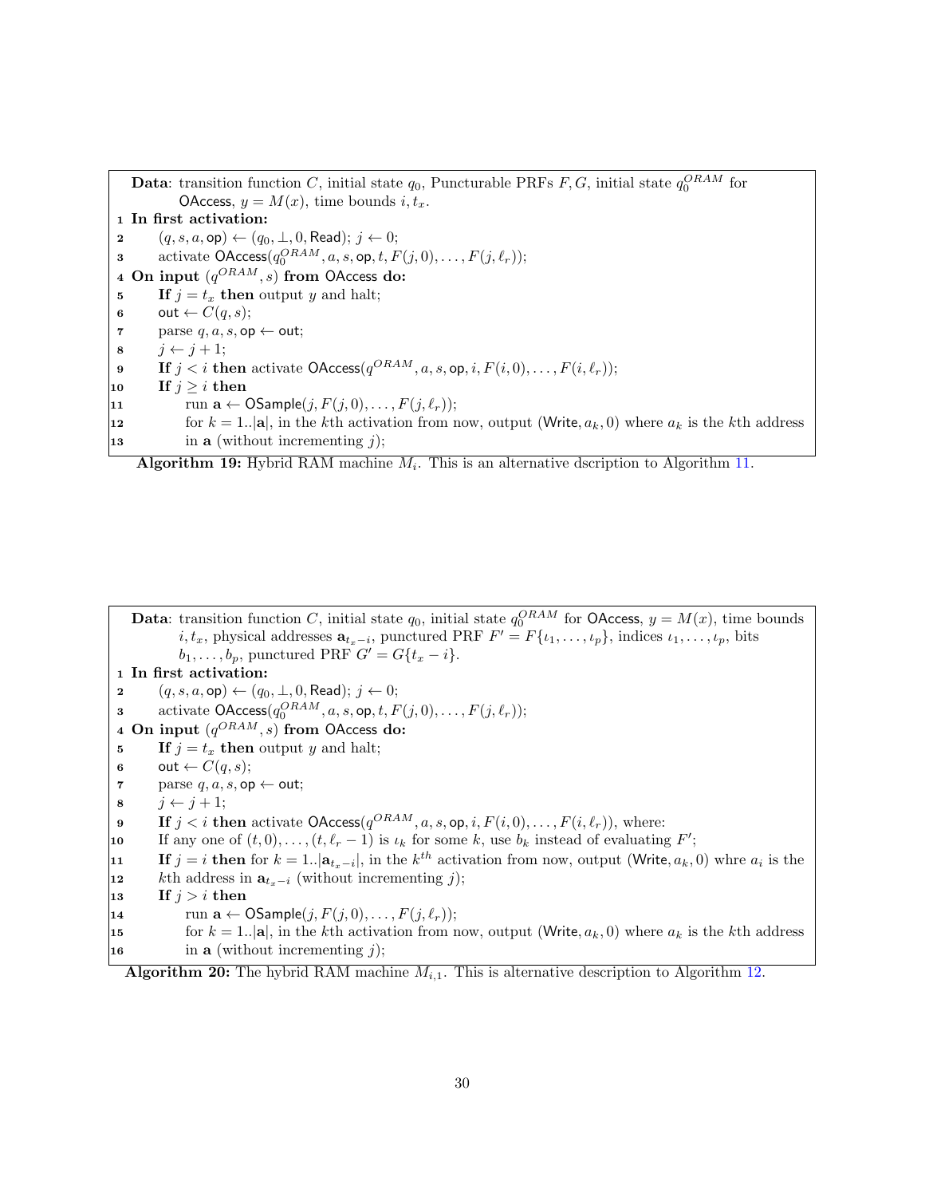**Data**: transition function $C$, initial state $q_0$, Puncturable PRFs $F, G$, initial state $q_0^{ORAM}$ for $\mathsf{OAccess}$, $y = M(x)$, time bounds $i, t_x$.

```
1  In first activation:
2      (q, s, a, op) ← (q_0, ⊥, 0, Read); j ← 0;
3      activate OAccess(q_0^ORAM, a, s, op, t, F(j,0), ..., F(j, ℓ_r));
4  On input (q^ORAM, s) from OAccess do:
5      If j = t_x then output y and halt;
6      out ← C(q, s);
7      parse q, a, s, op ← out;
8      j ← j + 1;
9      If j < i then activate OAccess(q^ORAM, a, s, op, i, F(i,0), ..., F(i, ℓ_r));
10     If j ≥ i then
11         run a ← OSample(j, F(j,0), ..., F(j, ℓ_r));
12         for k = 1..|a|, in the kth activation from now, output (Write, a_k, 0) where a_k is the kth address
13         in a (without incrementing j);
```

**Algorithm 19:** Hybrid RAM machine $M_i$. This is an alternative dscription to Algorithm 11.

**Data**: transition function $C$, initial state $q_0$, initial state $q_0^{ORAM}$ for $\mathsf{OAccess}$, $y = M(x)$, time bounds $i, t_x$, physical addresses $\mathbf{a}_{t_x - i}$, punctured PRF $F' = F\{\iota_1, \ldots, \iota_p\}$, indices $\iota_1, \ldots, \iota_p$, bits $b_1, \ldots, b_p$, punctured PRF $G' = G\{t_x - i\}$.

```
1  In first activation:
2      (q, s, a, op) ← (q_0, ⊥, 0, Read); j ← 0;
3      activate OAccess(q_0^ORAM, a, s, op, t, F(j,0), ..., F(j, ℓ_r));
4  On input (q^ORAM, s) from OAccess do:
5      If j = t_x then output y and halt;
6      out ← C(q, s);
7      parse q, a, s, op ← out;
8      j ← j + 1;
9      If j < i then activate OAccess(q^ORAM, a, s, op, i, F(i,0), ..., F(i, ℓ_r)), where:
10     If any one of (t,0), ..., (t, ℓ_r − 1) is ι_k for some k, use b_k instead of evaluating F';
11     If j = i then for k = 1..|a_{t_x−i}|, in the k^th activation from now, output (Write, a_k, 0) whre a_i is the
12     kth address in a_{t_x−i} (without incrementing j);
13     If j > i then
14         run a ← OSample(j, F(j,0), ..., F(j, ℓ_r));
15         for k = 1..|a|, in the kth activation from now, output (Write, a_k, 0) where a_k is the kth address
16         in a (without incrementing j);
```

**Algorithm 20:** The hybrid RAM machine $M_{i,1}$. This is alternative description to Algorithm 12.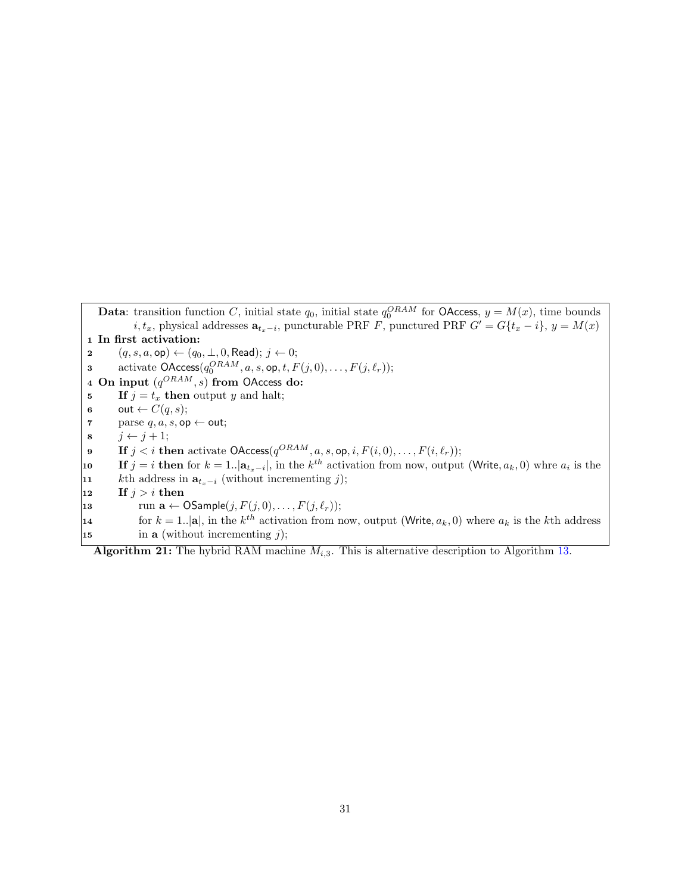**Data**: transition function $C$, initial state $q_0$, initial state $q_0^{ORAM}$ for $\mathsf{OAccess}$, $y = M(x)$, time bounds $i, t_x$, physical addresses $\mathbf{a}_{t_x - i}$, puncturable PRF $F$, punctured PRF $G' = G\{t_x - i\}$, $y = M(x)$

```
1  In first activation:
2      (q, s, a, op) ← (q_0, ⊥, 0, Read); j ← 0;
3      activate OAccess(q_0^{ORAM}, a, s, op, t, F(j,0), ..., F(j, ℓ_r));
4  On input (q^{ORAM}, s) from OAccess do:
5      If j = t_x then output y and halt;
6      out ← C(q, s);
7      parse q, a, s, op ← out;
8      j ← j + 1;
9      If j < i then activate OAccess(q^{ORAM}, a, s, op, i, F(i,0), ..., F(i, ℓ_r));
10     If j = i then for k = 1..|a_{t_x - i}|, in the k^{th} activation from now, output (Write, a_k, 0) whre a_i is the
11     kth address in a_{t_x - i} (without incrementing j);
12     If j > i then
13         run a ← OSample(j, F(j,0), ..., F(j, ℓ_r));
14         for k = 1..|a|, in the k^{th} activation from now, output (Write, a_k, 0) where a_k is the kth address
15         in a (without incrementing j);
```

**Algorithm 21:** The hybrid RAM machine $M_{i,3}$. This is alternative description to Algorithm 13.